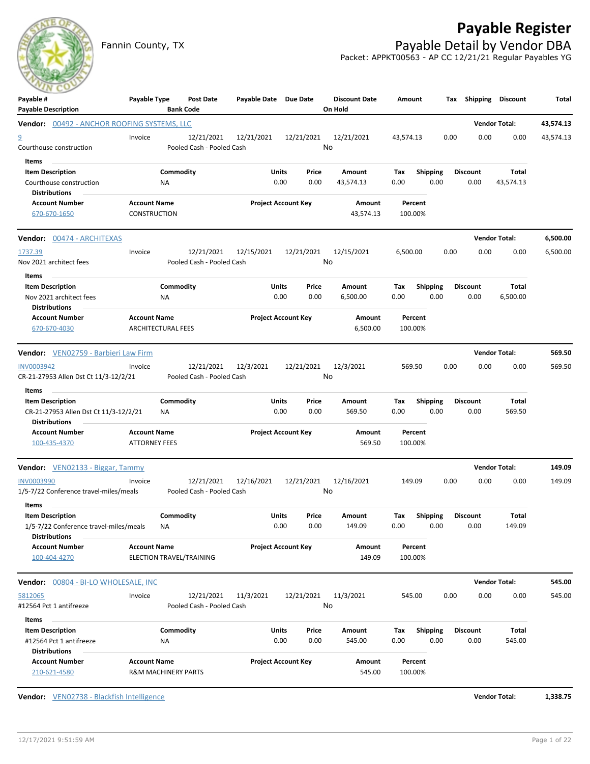# Payable Register

Fannin County, TX

## Payable Detail by Vendor DBA

Packet: APPKT00563 - AP CC 12/21/21 Regular Payables YG

| Payable # / Payable Description | Payable Type | Post Date / Bank Code | Payable Date | Due Date | Discount Date / On Hold | Amount | Tax | Shipping | Discount | Total |
|---|---|---|---|---|---|---|---|---|---|---|

**Vendor: 00492 - ANCHOR ROOFING SYSTEMS, LLC** — Vendor Total: **43,574.13**

| Payable # / Payable Description | Payable Type | Post Date / Bank Code | Payable Date | Due Date | Discount Date / On Hold | Amount | Tax | Shipping | Discount | Total |
|---|---|---|---|---|---|---|---|---|---|---|
| 9 / Courthouse construction | Invoice | 12/21/2021 / Pooled Cash - Pooled Cash | 12/21/2021 | 12/21/2021 | 12/21/2021 / No | 43,574.13 | 0.00 | 0.00 | 0.00 | 43,574.13 |

Items

| Item Description | Commodity | Units | Price | Amount | Tax | Shipping | Discount | Total |
|---|---|---|---|---|---|---|---|---|
| Courthouse construction | NA | 0.00 | 0.00 | 43,574.13 | 0.00 | 0.00 | 0.00 | 43,574.13 |

Distributions

| Account Number | Account Name | Project Account Key | Amount | Percent |
|---|---|---|---|---|
| 670-670-1650 | CONSTRUCTION | | 43,574.13 | 100.00% |

**Vendor: 00474 - ARCHITEXAS** — Vendor Total: **6,500.00**

| Payable # / Payable Description | Payable Type | Post Date / Bank Code | Payable Date | Due Date | Discount Date / On Hold | Amount | Tax | Shipping | Discount | Total |
|---|---|---|---|---|---|---|---|---|---|---|
| 1737.39 / Nov 2021 architect fees | Invoice | 12/21/2021 / Pooled Cash - Pooled Cash | 12/15/2021 | 12/21/2021 | 12/15/2021 / No | 6,500.00 | 0.00 | 0.00 | 0.00 | 6,500.00 |

Items

| Item Description | Commodity | Units | Price | Amount | Tax | Shipping | Discount | Total |
|---|---|---|---|---|---|---|---|---|
| Nov 2021 architect fees | NA | 0.00 | 0.00 | 6,500.00 | 0.00 | 0.00 | 0.00 | 6,500.00 |

Distributions

| Account Number | Account Name | Project Account Key | Amount | Percent |
|---|---|---|---|---|
| 670-670-4030 | ARCHITECTURAL FEES | | 6,500.00 | 100.00% |

**Vendor: VEN02759 - Barbieri Law Firm** — Vendor Total: **569.50**

| Payable # / Payable Description | Payable Type | Post Date / Bank Code | Payable Date | Due Date | Discount Date / On Hold | Amount | Tax | Shipping | Discount | Total |
|---|---|---|---|---|---|---|---|---|---|---|
| INV0003942 / CR-21-27953 Allen Dst Ct 11/3-12/2/21 | Invoice | 12/21/2021 / Pooled Cash - Pooled Cash | 12/3/2021 | 12/21/2021 | 12/3/2021 / No | 569.50 | 0.00 | 0.00 | 0.00 | 569.50 |

Items

| Item Description | Commodity | Units | Price | Amount | Tax | Shipping | Discount | Total |
|---|---|---|---|---|---|---|---|---|
| CR-21-27953 Allen Dst Ct 11/3-12/2/21 | NA | 0.00 | 0.00 | 569.50 | 0.00 | 0.00 | 0.00 | 569.50 |

Distributions

| Account Number | Account Name | Project Account Key | Amount | Percent |
|---|---|---|---|---|
| 100-435-4370 | ATTORNEY FEES | | 569.50 | 100.00% |

**Vendor: VEN02133 - Biggar, Tammy** — Vendor Total: **149.09**

| Payable # / Payable Description | Payable Type | Post Date / Bank Code | Payable Date | Due Date | Discount Date / On Hold | Amount | Tax | Shipping | Discount | Total |
|---|---|---|---|---|---|---|---|---|---|---|
| INV0003990 / 1/5-7/22 Conference travel-miles/meals | Invoice | 12/21/2021 / Pooled Cash - Pooled Cash | 12/16/2021 | 12/21/2021 | 12/16/2021 / No | 149.09 | 0.00 | 0.00 | 0.00 | 149.09 |

Items

| Item Description | Commodity | Units | Price | Amount | Tax | Shipping | Discount | Total |
|---|---|---|---|---|---|---|---|---|
| 1/5-7/22 Conference travel-miles/meals | NA | 0.00 | 0.00 | 149.09 | 0.00 | 0.00 | 0.00 | 149.09 |

Distributions

| Account Number | Account Name | Project Account Key | Amount | Percent |
|---|---|---|---|---|
| 100-404-4270 | ELECTION TRAVEL/TRAINING | | 149.09 | 100.00% |

**Vendor: 00804 - BI-LO WHOLESALE, INC** — Vendor Total: **545.00**

| Payable # / Payable Description | Payable Type | Post Date / Bank Code | Payable Date | Due Date | Discount Date / On Hold | Amount | Tax | Shipping | Discount | Total |
|---|---|---|---|---|---|---|---|---|---|---|
| 5812065 / #12564 Pct 1 antifreeze | Invoice | 12/21/2021 / Pooled Cash - Pooled Cash | 11/3/2021 | 12/21/2021 | 11/3/2021 / No | 545.00 | 0.00 | 0.00 | 0.00 | 545.00 |

Items

| Item Description | Commodity | Units | Price | Amount | Tax | Shipping | Discount | Total |
|---|---|---|---|---|---|---|---|---|
| #12564 Pct 1 antifreeze | NA | 0.00 | 0.00 | 545.00 | 0.00 | 0.00 | 0.00 | 545.00 |

Distributions

| Account Number | Account Name | Project Account Key | Amount | Percent |
|---|---|---|---|---|
| 210-621-4580 | R&M MACHINERY PARTS | | 545.00 | 100.00% |

**Vendor: VEN02738 - Blackfish Intelligence** — Vendor Total: **1,338.75**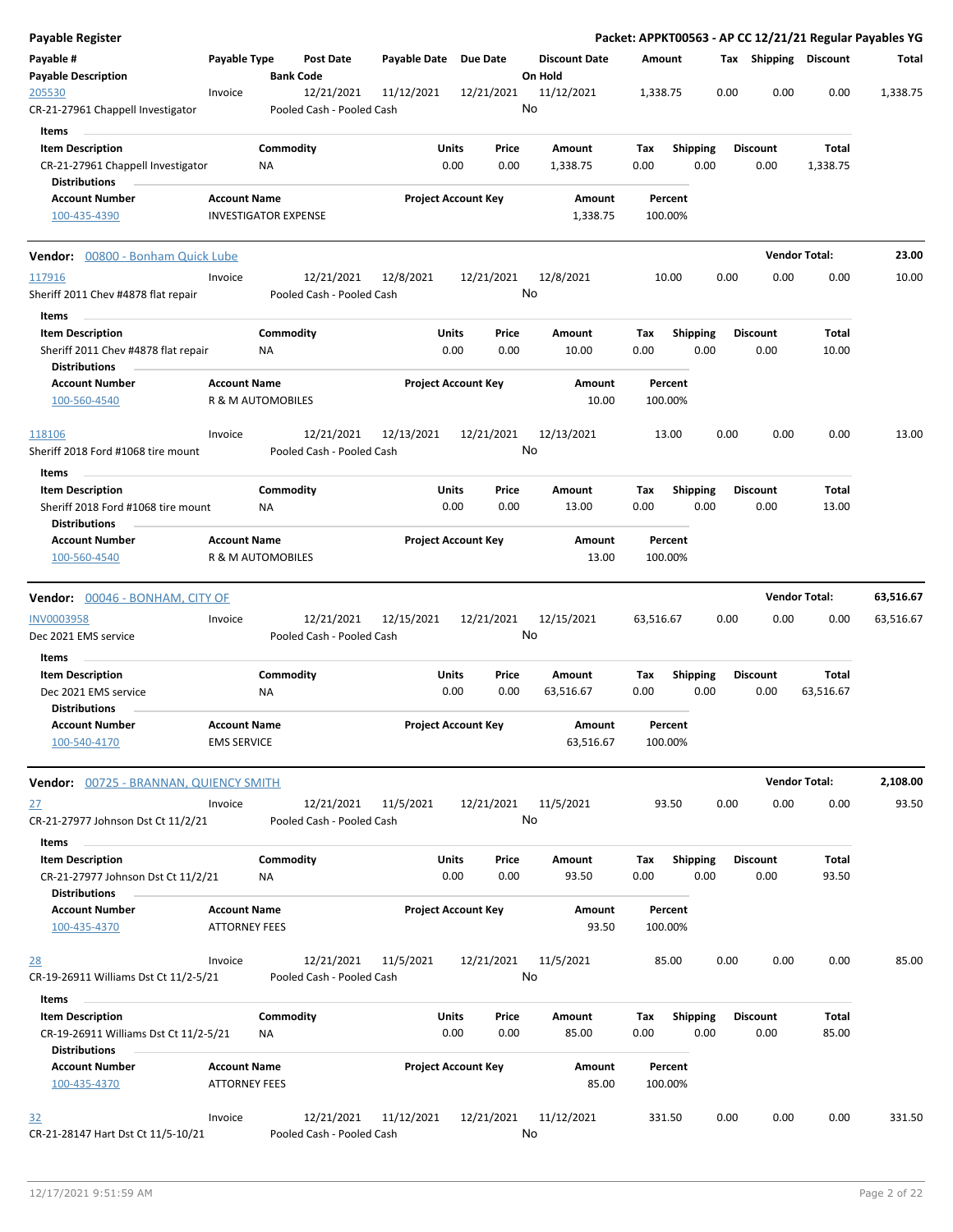**Payable Register** — **Packet: APPKT00563 - AP CC 12/21/21 Regular Payables YG**

| Payable # / Payable Description | Payable Type | Post Date / Bank Code | Payable Date | Due Date | Discount Date / On Hold | Amount | Tax | Shipping | Discount | Total |
|---|---|---|---|---|---|---|---|---|---|---|
| 205530 / CR-21-27961 Chappell Investigator | Invoice | 12/21/2021 / Pooled Cash - Pooled Cash | 11/12/2021 | 12/21/2021 | 11/12/2021 / No | 1,338.75 | 0.00 | 0.00 | 0.00 | 1,338.75 |

Items

| Item Description | Commodity | Units | Price | Amount | Tax | Shipping | Discount | Total |
|---|---|---|---|---|---|---|---|---|
| CR-21-27961 Chappell Investigator | NA | 0.00 | 0.00 | 1,338.75 | 0.00 | 0.00 | 0.00 | 1,338.75 |

Distributions

| Account Number | Account Name | Project Account Key | Amount | Percent |
|---|---|---|---|---|
| 100-435-4390 | INVESTIGATOR EXPENSE | | 1,338.75 | 100.00% |

**Vendor: 00800 - Bonham Quick Lube** — **Vendor Total: 23.00**

| Payable # / Payable Description | Payable Type | Post Date / Bank Code | Payable Date | Due Date | Discount Date / On Hold | Amount | Tax | Shipping | Discount | Total |
|---|---|---|---|---|---|---|---|---|---|---|
| 117916 / Sheriff 2011 Chev #4878 flat repair | Invoice | 12/21/2021 / Pooled Cash - Pooled Cash | 12/8/2021 | 12/21/2021 | 12/8/2021 / No | 10.00 | 0.00 | 0.00 | 0.00 | 10.00 |

Items

| Item Description | Commodity | Units | Price | Amount | Tax | Shipping | Discount | Total |
|---|---|---|---|---|---|---|---|---|
| Sheriff 2011 Chev #4878 flat repair | NA | 0.00 | 0.00 | 10.00 | 0.00 | 0.00 | 0.00 | 10.00 |

Distributions

| Account Number | Account Name | Project Account Key | Amount | Percent |
|---|---|---|---|---|
| 100-560-4540 | R & M AUTOMOBILES | | 10.00 | 100.00% |

| Payable # / Payable Description | Payable Type | Post Date / Bank Code | Payable Date | Due Date | Discount Date / On Hold | Amount | Tax | Shipping | Discount | Total |
|---|---|---|---|---|---|---|---|---|---|---|
| 118106 / Sheriff 2018 Ford #1068 tire mount | Invoice | 12/21/2021 / Pooled Cash - Pooled Cash | 12/13/2021 | 12/21/2021 | 12/13/2021 / No | 13.00 | 0.00 | 0.00 | 0.00 | 13.00 |

Items

| Item Description | Commodity | Units | Price | Amount | Tax | Shipping | Discount | Total |
|---|---|---|---|---|---|---|---|---|
| Sheriff 2018 Ford #1068 tire mount | NA | 0.00 | 0.00 | 13.00 | 0.00 | 0.00 | 0.00 | 13.00 |

Distributions

| Account Number | Account Name | Project Account Key | Amount | Percent |
|---|---|---|---|---|
| 100-560-4540 | R & M AUTOMOBILES | | 13.00 | 100.00% |

**Vendor: 00046 - BONHAM, CITY OF** — **Vendor Total: 63,516.67**

| Payable # / Payable Description | Payable Type | Post Date / Bank Code | Payable Date | Due Date | Discount Date / On Hold | Amount | Tax | Shipping | Discount | Total |
|---|---|---|---|---|---|---|---|---|---|---|
| INV0003958 / Dec 2021 EMS service | Invoice | 12/21/2021 / Pooled Cash - Pooled Cash | 12/15/2021 | 12/21/2021 | 12/15/2021 / No | 63,516.67 | 0.00 | 0.00 | 0.00 | 63,516.67 |

Items

| Item Description | Commodity | Units | Price | Amount | Tax | Shipping | Discount | Total |
|---|---|---|---|---|---|---|---|---|
| Dec 2021 EMS service | NA | 0.00 | 0.00 | 63,516.67 | 0.00 | 0.00 | 0.00 | 63,516.67 |

Distributions

| Account Number | Account Name | Project Account Key | Amount | Percent |
|---|---|---|---|---|
| 100-540-4170 | EMS SERVICE | | 63,516.67 | 100.00% |

**Vendor: 00725 - BRANNAN, QUIENCY SMITH** — **Vendor Total: 2,108.00**

| Payable # / Payable Description | Payable Type | Post Date / Bank Code | Payable Date | Due Date | Discount Date / On Hold | Amount | Tax | Shipping | Discount | Total |
|---|---|---|---|---|---|---|---|---|---|---|
| 27 / CR-21-27977 Johnson Dst Ct 11/2/21 | Invoice | 12/21/2021 / Pooled Cash - Pooled Cash | 11/5/2021 | 12/21/2021 | 11/5/2021 / No | 93.50 | 0.00 | 0.00 | 0.00 | 93.50 |

Items

| Item Description | Commodity | Units | Price | Amount | Tax | Shipping | Discount | Total |
|---|---|---|---|---|---|---|---|---|
| CR-21-27977 Johnson Dst Ct 11/2/21 | NA | 0.00 | 0.00 | 93.50 | 0.00 | 0.00 | 0.00 | 93.50 |

Distributions

| Account Number | Account Name | Project Account Key | Amount | Percent |
|---|---|---|---|---|
| 100-435-4370 | ATTORNEY FEES | | 93.50 | 100.00% |

| Payable # / Payable Description | Payable Type | Post Date / Bank Code | Payable Date | Due Date | Discount Date / On Hold | Amount | Tax | Shipping | Discount | Total |
|---|---|---|---|---|---|---|---|---|---|---|
| 28 / CR-19-26911 Williams Dst Ct 11/2-5/21 | Invoice | 12/21/2021 / Pooled Cash - Pooled Cash | 11/5/2021 | 12/21/2021 | 11/5/2021 / No | 85.00 | 0.00 | 0.00 | 0.00 | 85.00 |

Items

| Item Description | Commodity | Units | Price | Amount | Tax | Shipping | Discount | Total |
|---|---|---|---|---|---|---|---|---|
| CR-19-26911 Williams Dst Ct 11/2-5/21 | NA | 0.00 | 0.00 | 85.00 | 0.00 | 0.00 | 0.00 | 85.00 |

Distributions

| Account Number | Account Name | Project Account Key | Amount | Percent |
|---|---|---|---|---|
| 100-435-4370 | ATTORNEY FEES | | 85.00 | 100.00% |

| Payable # / Payable Description | Payable Type | Post Date / Bank Code | Payable Date | Due Date | Discount Date / On Hold | Amount | Tax | Shipping | Discount | Total |
|---|---|---|---|---|---|---|---|---|---|---|
| 32 / CR-21-28147 Hart Dst Ct 11/5-10/21 | Invoice | 12/21/2021 / Pooled Cash - Pooled Cash | 11/12/2021 | 12/21/2021 | 11/12/2021 / No | 331.50 | 0.00 | 0.00 | 0.00 | 331.50 |

12/17/2021 9:51:59 AM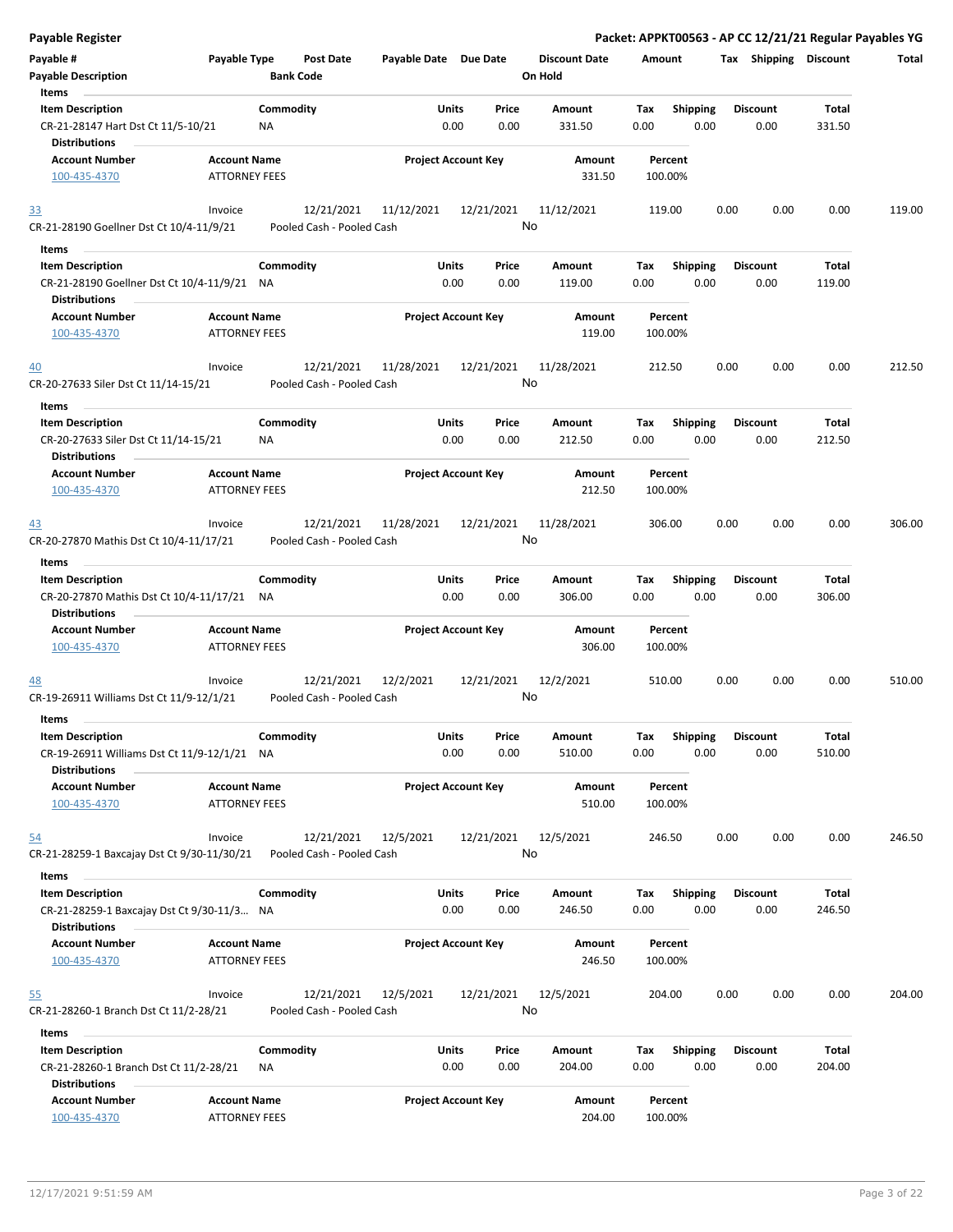# Payable Register

**Packet: APPKT00563 - AP CC 12/21/21 Regular Payables YG**

| Payable # | Payable Type | Post Date | Payable Date | Due Date | Discount Date | Amount | Tax | Shipping | Discount | Total |
|---|---|---|---|---|---|---|---|---|---|---|
| **Payable Description** | | **Bank Code** | | | **On Hold** | | | | | |

**Items**

| Item Description | Commodity | Units | Price | Amount | Tax | Shipping | Discount | Total |
|---|---|---|---|---|---|---|---|---|
| CR-21-28147 Hart Dst Ct 11/5-10/21 | NA | 0.00 | 0.00 | 331.50 | 0.00 | 0.00 | 0.00 | 331.50 |

**Distributions**

| Account Number | Account Name | Project Account Key | Amount | Percent |
|---|---|---|---|---|
| 100-435-4370 | ATTORNEY FEES | | 331.50 | 100.00% |

| Payable # | Payable Type | Post Date | Payable Date | Due Date | Discount Date | Amount | Tax | Shipping | Discount | Total |
|---|---|---|---|---|---|---|---|---|---|---|
| 33 | Invoice | 12/21/2021 | 11/12/2021 | 12/21/2021 | 11/12/2021 | 119.00 | 0.00 | 0.00 | 0.00 | 119.00 |
| CR-21-28190 Goellner Dst Ct 10/4-11/9/21 | | Pooled Cash - Pooled Cash | | | No | | | | | |

**Items**

| Item Description | Commodity | Units | Price | Amount | Tax | Shipping | Discount | Total |
|---|---|---|---|---|---|---|---|---|
| CR-21-28190 Goellner Dst Ct 10/4-11/9/21 | NA | 0.00 | 0.00 | 119.00 | 0.00 | 0.00 | 0.00 | 119.00 |

**Distributions**

| Account Number | Account Name | Project Account Key | Amount | Percent |
|---|---|---|---|---|
| 100-435-4370 | ATTORNEY FEES | | 119.00 | 100.00% |

| Payable # | Payable Type | Post Date | Payable Date | Due Date | Discount Date | Amount | Tax | Shipping | Discount | Total |
|---|---|---|---|---|---|---|---|---|---|---|
| 40 | Invoice | 12/21/2021 | 11/28/2021 | 12/21/2021 | 11/28/2021 | 212.50 | 0.00 | 0.00 | 0.00 | 212.50 |
| CR-20-27633 Siler Dst Ct 11/14-15/21 | | Pooled Cash - Pooled Cash | | | No | | | | | |

**Items**

| Item Description | Commodity | Units | Price | Amount | Tax | Shipping | Discount | Total |
|---|---|---|---|---|---|---|---|---|
| CR-20-27633 Siler Dst Ct 11/14-15/21 | NA | 0.00 | 0.00 | 212.50 | 0.00 | 0.00 | 0.00 | 212.50 |

**Distributions**

| Account Number | Account Name | Project Account Key | Amount | Percent |
|---|---|---|---|---|
| 100-435-4370 | ATTORNEY FEES | | 212.50 | 100.00% |

| Payable # | Payable Type | Post Date | Payable Date | Due Date | Discount Date | Amount | Tax | Shipping | Discount | Total |
|---|---|---|---|---|---|---|---|---|---|---|
| 43 | Invoice | 12/21/2021 | 11/28/2021 | 12/21/2021 | 11/28/2021 | 306.00 | 0.00 | 0.00 | 0.00 | 306.00 |
| CR-20-27870 Mathis Dst Ct 10/4-11/17/21 | | Pooled Cash - Pooled Cash | | | No | | | | | |

**Items**

| Item Description | Commodity | Units | Price | Amount | Tax | Shipping | Discount | Total |
|---|---|---|---|---|---|---|---|---|
| CR-20-27870 Mathis Dst Ct 10/4-11/17/21 | NA | 0.00 | 0.00 | 306.00 | 0.00 | 0.00 | 0.00 | 306.00 |

**Distributions**

| Account Number | Account Name | Project Account Key | Amount | Percent |
|---|---|---|---|---|
| 100-435-4370 | ATTORNEY FEES | | 306.00 | 100.00% |

| Payable # | Payable Type | Post Date | Payable Date | Due Date | Discount Date | Amount | Tax | Shipping | Discount | Total |
|---|---|---|---|---|---|---|---|---|---|---|
| 48 | Invoice | 12/21/2021 | 12/2/2021 | 12/21/2021 | 12/2/2021 | 510.00 | 0.00 | 0.00 | 0.00 | 510.00 |
| CR-19-26911 Williams Dst Ct 11/9-12/1/21 | | Pooled Cash - Pooled Cash | | | No | | | | | |

**Items**

| Item Description | Commodity | Units | Price | Amount | Tax | Shipping | Discount | Total |
|---|---|---|---|---|---|---|---|---|
| CR-19-26911 Williams Dst Ct 11/9-12/1/21 | NA | 0.00 | 0.00 | 510.00 | 0.00 | 0.00 | 0.00 | 510.00 |

**Distributions**

| Account Number | Account Name | Project Account Key | Amount | Percent |
|---|---|---|---|---|
| 100-435-4370 | ATTORNEY FEES | | 510.00 | 100.00% |

| Payable # | Payable Type | Post Date | Payable Date | Due Date | Discount Date | Amount | Tax | Shipping | Discount | Total |
|---|---|---|---|---|---|---|---|---|---|---|
| 54 | Invoice | 12/21/2021 | 12/5/2021 | 12/21/2021 | 12/5/2021 | 246.50 | 0.00 | 0.00 | 0.00 | 246.50 |
| CR-21-28259-1 Baxcajay Dst Ct 9/30-11/30/21 | | Pooled Cash - Pooled Cash | | | No | | | | | |

**Items**

| Item Description | Commodity | Units | Price | Amount | Tax | Shipping | Discount | Total |
|---|---|---|---|---|---|---|---|---|
| CR-21-28259-1 Baxcajay Dst Ct 9/30-11/3... | NA | 0.00 | 0.00 | 246.50 | 0.00 | 0.00 | 0.00 | 246.50 |

**Distributions**

| Account Number | Account Name | Project Account Key | Amount | Percent |
|---|---|---|---|---|
| 100-435-4370 | ATTORNEY FEES | | 246.50 | 100.00% |

| Payable # | Payable Type | Post Date | Payable Date | Due Date | Discount Date | Amount | Tax | Shipping | Discount | Total |
|---|---|---|---|---|---|---|---|---|---|---|
| 55 | Invoice | 12/21/2021 | 12/5/2021 | 12/21/2021 | 12/5/2021 | 204.00 | 0.00 | 0.00 | 0.00 | 204.00 |
| CR-21-28260-1 Branch Dst Ct 11/2-28/21 | | Pooled Cash - Pooled Cash | | | No | | | | | |

**Items**

| Item Description | Commodity | Units | Price | Amount | Tax | Shipping | Discount | Total |
|---|---|---|---|---|---|---|---|---|
| CR-21-28260-1 Branch Dst Ct 11/2-28/21 | NA | 0.00 | 0.00 | 204.00 | 0.00 | 0.00 | 0.00 | 204.00 |

**Distributions**

| Account Number | Account Name | Project Account Key | Amount | Percent |
|---|---|---|---|---|
| 100-435-4370 | ATTORNEY FEES | | 204.00 | 100.00% |

12/17/2021 9:51:59 AM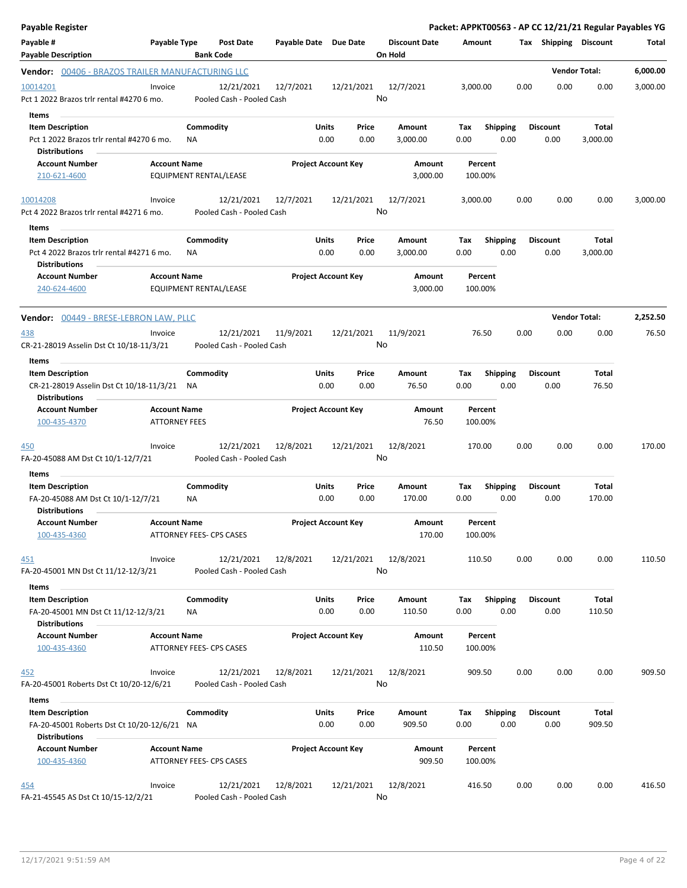# Payable Register

**Packet: APPKT00563 - AP CC 12/21/21 Regular Payables YG**

| Payable # | Payable Type | Post Date | Payable Date | Due Date | Discount Date | Amount | Tax | Shipping | Discount | Total |
|---|---|---|---|---|---|---|---|---|---|---|
| **Payable Description** | | **Bank Code** | | | **On Hold** | | | | | |

## Vendor: 00406 - BRAZOS TRAILER MANUFACTURING LLC

**Vendor Total: 6,000.00**

| Payable # | Payable Type | Post Date | Payable Date | Due Date | Discount Date | Amount | Tax | Shipping | Discount | Total |
|---|---|---|---|---|---|---|---|---|---|---|
| 10014201 | Invoice | 12/21/2021 | 12/7/2021 | 12/21/2021 | 12/7/2021 | 3,000.00 | 0.00 | 0.00 | 0.00 | 3,000.00 |
| Pct 1 2022 Brazos trlr rental #4270 6 mo. | | Pooled Cash - Pooled Cash | | | No | | | | | |

**Items**

| Item Description | Commodity | Units | Price | Amount | Tax | Shipping | Discount | Total |
|---|---|---|---|---|---|---|---|---|
| Pct 1 2022 Brazos trlr rental #4270 6 mo. | NA | 0.00 | 0.00 | 3,000.00 | 0.00 | 0.00 | 0.00 | 3,000.00 |

**Distributions**

| Account Number | Account Name | Project Account Key | Amount | Percent |
|---|---|---|---|---|
| 210-621-4600 | EQUIPMENT RENTAL/LEASE | | 3,000.00 | 100.00% |

| Payable # | Payable Type | Post Date | Payable Date | Due Date | Discount Date | Amount | Tax | Shipping | Discount | Total |
|---|---|---|---|---|---|---|---|---|---|---|
| 10014208 | Invoice | 12/21/2021 | 12/7/2021 | 12/21/2021 | 12/7/2021 | 3,000.00 | 0.00 | 0.00 | 0.00 | 3,000.00 |
| Pct 4 2022 Brazos trlr rental #4271 6 mo. | | Pooled Cash - Pooled Cash | | | No | | | | | |

**Items**

| Item Description | Commodity | Units | Price | Amount | Tax | Shipping | Discount | Total |
|---|---|---|---|---|---|---|---|---|
| Pct 4 2022 Brazos trlr rental #4271 6 mo. | NA | 0.00 | 0.00 | 3,000.00 | 0.00 | 0.00 | 0.00 | 3,000.00 |

**Distributions**

| Account Number | Account Name | Project Account Key | Amount | Percent |
|---|---|---|---|---|
| 240-624-4600 | EQUIPMENT RENTAL/LEASE | | 3,000.00 | 100.00% |

## Vendor: 00449 - BRESE-LEBRON LAW, PLLC

**Vendor Total: 2,252.50**

| Payable # | Payable Type | Post Date | Payable Date | Due Date | Discount Date | Amount | Tax | Shipping | Discount | Total |
|---|---|---|---|---|---|---|---|---|---|---|
| 438 | Invoice | 12/21/2021 | 11/9/2021 | 12/21/2021 | 11/9/2021 | 76.50 | 0.00 | 0.00 | 0.00 | 76.50 |
| CR-21-28019 Asselin Dst Ct 10/18-11/3/21 | | Pooled Cash - Pooled Cash | | | No | | | | | |

**Items**

| Item Description | Commodity | Units | Price | Amount | Tax | Shipping | Discount | Total |
|---|---|---|---|---|---|---|---|---|
| CR-21-28019 Asselin Dst Ct 10/18-11/3/21 | NA | 0.00 | 0.00 | 76.50 | 0.00 | 0.00 | 0.00 | 76.50 |

**Distributions**

| Account Number | Account Name | Project Account Key | Amount | Percent |
|---|---|---|---|---|
| 100-435-4370 | ATTORNEY FEES | | 76.50 | 100.00% |

| Payable # | Payable Type | Post Date | Payable Date | Due Date | Discount Date | Amount | Tax | Shipping | Discount | Total |
|---|---|---|---|---|---|---|---|---|---|---|
| 450 | Invoice | 12/21/2021 | 12/8/2021 | 12/21/2021 | 12/8/2021 | 170.00 | 0.00 | 0.00 | 0.00 | 170.00 |
| FA-20-45088 AM Dst Ct 10/1-12/7/21 | | Pooled Cash - Pooled Cash | | | No | | | | | |

**Items**

| Item Description | Commodity | Units | Price | Amount | Tax | Shipping | Discount | Total |
|---|---|---|---|---|---|---|---|---|
| FA-20-45088 AM Dst Ct 10/1-12/7/21 | NA | 0.00 | 0.00 | 170.00 | 0.00 | 0.00 | 0.00 | 170.00 |

**Distributions**

| Account Number | Account Name | Project Account Key | Amount | Percent |
|---|---|---|---|---|
| 100-435-4360 | ATTORNEY FEES- CPS CASES | | 170.00 | 100.00% |

| Payable # | Payable Type | Post Date | Payable Date | Due Date | Discount Date | Amount | Tax | Shipping | Discount | Total |
|---|---|---|---|---|---|---|---|---|---|---|
| 451 | Invoice | 12/21/2021 | 12/8/2021 | 12/21/2021 | 12/8/2021 | 110.50 | 0.00 | 0.00 | 0.00 | 110.50 |
| FA-20-45001 MN Dst Ct 11/12-12/3/21 | | Pooled Cash - Pooled Cash | | | No | | | | | |

**Items**

| Item Description | Commodity | Units | Price | Amount | Tax | Shipping | Discount | Total |
|---|---|---|---|---|---|---|---|---|
| FA-20-45001 MN Dst Ct 11/12-12/3/21 | NA | 0.00 | 0.00 | 110.50 | 0.00 | 0.00 | 0.00 | 110.50 |

**Distributions**

| Account Number | Account Name | Project Account Key | Amount | Percent |
|---|---|---|---|---|
| 100-435-4360 | ATTORNEY FEES- CPS CASES | | 110.50 | 100.00% |

| Payable # | Payable Type | Post Date | Payable Date | Due Date | Discount Date | Amount | Tax | Shipping | Discount | Total |
|---|---|---|---|---|---|---|---|---|---|---|
| 452 | Invoice | 12/21/2021 | 12/8/2021 | 12/21/2021 | 12/8/2021 | 909.50 | 0.00 | 0.00 | 0.00 | 909.50 |
| FA-20-45001 Roberts Dst Ct 10/20-12/6/21 | | Pooled Cash - Pooled Cash | | | No | | | | | |

**Items**

| Item Description | Commodity | Units | Price | Amount | Tax | Shipping | Discount | Total |
|---|---|---|---|---|---|---|---|---|
| FA-20-45001 Roberts Dst Ct 10/20-12/6/21 | NA | 0.00 | 0.00 | 909.50 | 0.00 | 0.00 | 0.00 | 909.50 |

**Distributions**

| Account Number | Account Name | Project Account Key | Amount | Percent |
|---|---|---|---|---|
| 100-435-4360 | ATTORNEY FEES- CPS CASES | | 909.50 | 100.00% |

| Payable # | Payable Type | Post Date | Payable Date | Due Date | Discount Date | Amount | Tax | Shipping | Discount | Total |
|---|---|---|---|---|---|---|---|---|---|---|
| 454 | Invoice | 12/21/2021 | 12/8/2021 | 12/21/2021 | 12/8/2021 | 416.50 | 0.00 | 0.00 | 0.00 | 416.50 |
| FA-21-45545 AS Dst Ct 10/15-12/2/21 | | Pooled Cash - Pooled Cash | | | No | | | | | |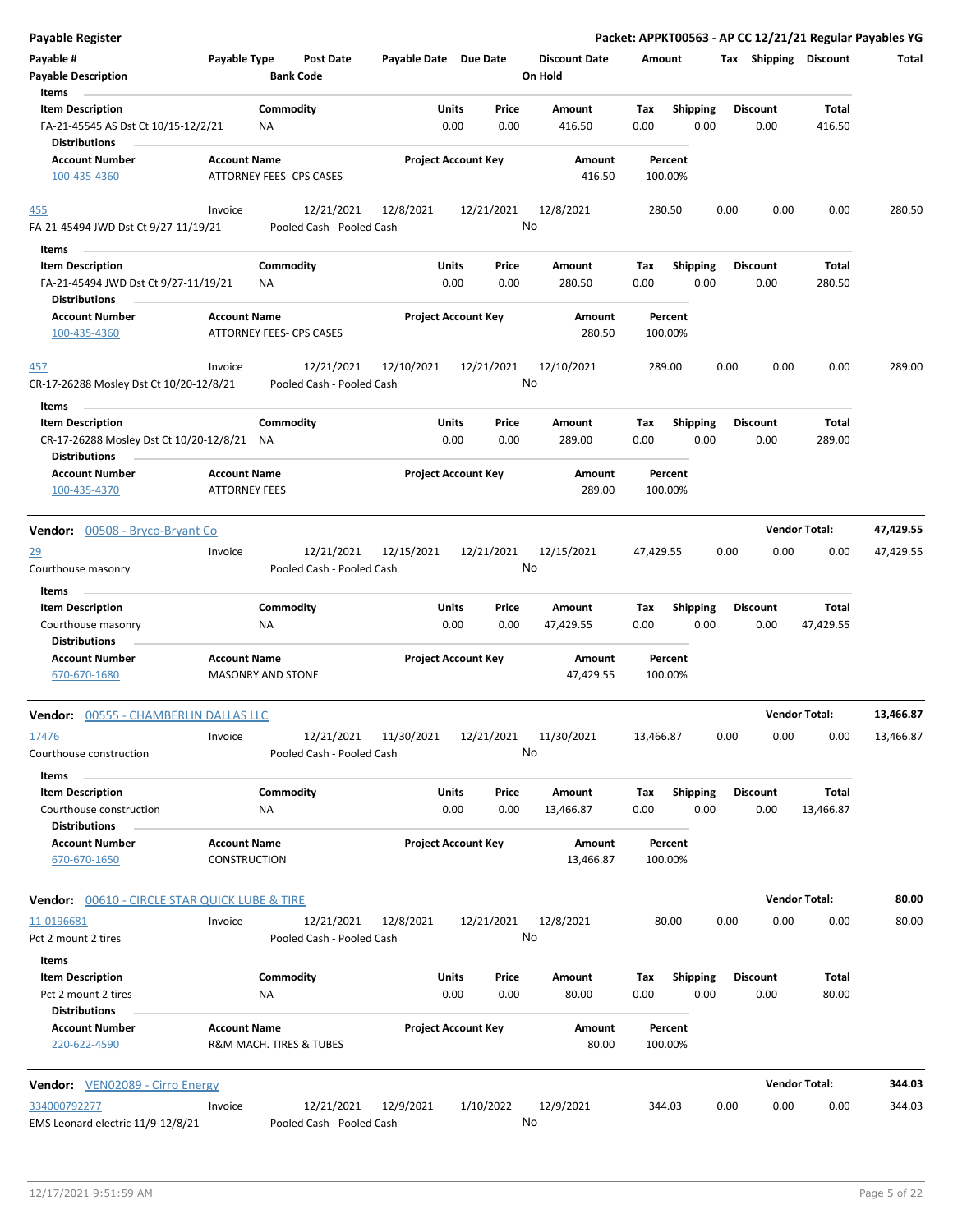**Payable Register** — **Packet: APPKT00563 - AP CC 12/21/21 Regular Payables YG**

| Payable # | Payable Type | Post Date | Payable Date | Due Date | Discount Date | Amount | Tax | Shipping | Discount | Total |
|---|---|---|---|---|---|---|---|---|---|---|
| Payable Description | | Bank Code | | | On Hold | | | | | |

**Items**

| Item Description | Commodity | Units | Price | Amount | Tax | Shipping | Discount | Total |
|---|---|---|---|---|---|---|---|---|
| FA-21-45545 AS Dst Ct 10/15-12/2/21 | NA | 0.00 | 0.00 | 416.50 | 0.00 | 0.00 | 0.00 | 416.50 |

**Distributions**

| Account Number | Account Name | Project Account Key | Amount | Percent |
|---|---|---|---|---|
| 100-435-4360 | ATTORNEY FEES- CPS CASES | | 416.50 | 100.00% |

| Payable # | Payable Type | Post Date | Payable Date | Due Date | Discount Date | Amount | Tax | Shipping | Discount | Total |
|---|---|---|---|---|---|---|---|---|---|---|
| 455 | Invoice | 12/21/2021 | 12/8/2021 | 12/21/2021 | 12/8/2021 | 280.50 | 0.00 | 0.00 | 0.00 | 280.50 |
| FA-21-45494 JWD Dst Ct 9/27-11/19/21 | | Pooled Cash - Pooled Cash | | | No | | | | | |

**Items**

| Item Description | Commodity | Units | Price | Amount | Tax | Shipping | Discount | Total |
|---|---|---|---|---|---|---|---|---|
| FA-21-45494 JWD Dst Ct 9/27-11/19/21 | NA | 0.00 | 0.00 | 280.50 | 0.00 | 0.00 | 0.00 | 280.50 |

**Distributions**

| Account Number | Account Name | Project Account Key | Amount | Percent |
|---|---|---|---|---|
| 100-435-4360 | ATTORNEY FEES- CPS CASES | | 280.50 | 100.00% |

| Payable # | Payable Type | Post Date | Payable Date | Due Date | Discount Date | Amount | Tax | Shipping | Discount | Total |
|---|---|---|---|---|---|---|---|---|---|---|
| 457 | Invoice | 12/21/2021 | 12/10/2021 | 12/21/2021 | 12/10/2021 | 289.00 | 0.00 | 0.00 | 0.00 | 289.00 |
| CR-17-26288 Mosley Dst Ct 10/20-12/8/21 | | Pooled Cash - Pooled Cash | | | No | | | | | |

**Items**

| Item Description | Commodity | Units | Price | Amount | Tax | Shipping | Discount | Total |
|---|---|---|---|---|---|---|---|---|
| CR-17-26288 Mosley Dst Ct 10/20-12/8/21 | NA | 0.00 | 0.00 | 289.00 | 0.00 | 0.00 | 0.00 | 289.00 |

**Distributions**

| Account Number | Account Name | Project Account Key | Amount | Percent |
|---|---|---|---|---|
| 100-435-4370 | ATTORNEY FEES | | 289.00 | 100.00% |

**Vendor: 00508 - Bryco-Bryant Co** — **Vendor Total: 47,429.55**

| Payable # | Payable Type | Post Date | Payable Date | Due Date | Discount Date | Amount | Tax | Shipping | Discount | Total |
|---|---|---|---|---|---|---|---|---|---|---|
| 29 | Invoice | 12/21/2021 | 12/15/2021 | 12/21/2021 | 12/15/2021 | 47,429.55 | 0.00 | 0.00 | 0.00 | 47,429.55 |
| Courthouse masonry | | Pooled Cash - Pooled Cash | | | No | | | | | |

**Items**

| Item Description | Commodity | Units | Price | Amount | Tax | Shipping | Discount | Total |
|---|---|---|---|---|---|---|---|---|
| Courthouse masonry | NA | 0.00 | 0.00 | 47,429.55 | 0.00 | 0.00 | 0.00 | 47,429.55 |

**Distributions**

| Account Number | Account Name | Project Account Key | Amount | Percent |
|---|---|---|---|---|
| 670-670-1680 | MASONRY AND STONE | | 47,429.55 | 100.00% |

**Vendor: 00555 - CHAMBERLIN DALLAS LLC** — **Vendor Total: 13,466.87**

| Payable # | Payable Type | Post Date | Payable Date | Due Date | Discount Date | Amount | Tax | Shipping | Discount | Total |
|---|---|---|---|---|---|---|---|---|---|---|
| 17476 | Invoice | 12/21/2021 | 11/30/2021 | 12/21/2021 | 11/30/2021 | 13,466.87 | 0.00 | 0.00 | 0.00 | 13,466.87 |
| Courthouse construction | | Pooled Cash - Pooled Cash | | | No | | | | | |

**Items**

| Item Description | Commodity | Units | Price | Amount | Tax | Shipping | Discount | Total |
|---|---|---|---|---|---|---|---|---|
| Courthouse construction | NA | 0.00 | 0.00 | 13,466.87 | 0.00 | 0.00 | 0.00 | 13,466.87 |

**Distributions**

| Account Number | Account Name | Project Account Key | Amount | Percent |
|---|---|---|---|---|
| 670-670-1650 | CONSTRUCTION | | 13,466.87 | 100.00% |

**Vendor: 00610 - CIRCLE STAR QUICK LUBE & TIRE** — **Vendor Total: 80.00**

| Payable # | Payable Type | Post Date | Payable Date | Due Date | Discount Date | Amount | Tax | Shipping | Discount | Total |
|---|---|---|---|---|---|---|---|---|---|---|
| 11-0196681 | Invoice | 12/21/2021 | 12/8/2021 | 12/21/2021 | 12/8/2021 | 80.00 | 0.00 | 0.00 | 0.00 | 80.00 |
| Pct 2 mount 2 tires | | Pooled Cash - Pooled Cash | | | No | | | | | |

**Items**

| Item Description | Commodity | Units | Price | Amount | Tax | Shipping | Discount | Total |
|---|---|---|---|---|---|---|---|---|
| Pct 2 mount 2 tires | NA | 0.00 | 0.00 | 80.00 | 0.00 | 0.00 | 0.00 | 80.00 |

**Distributions**

| Account Number | Account Name | Project Account Key | Amount | Percent |
|---|---|---|---|---|
| 220-622-4590 | R&M MACH. TIRES & TUBES | | 80.00 | 100.00% |

**Vendor: VEN02089 - Cirro Energy** — **Vendor Total: 344.03**

| Payable # | Payable Type | Post Date | Payable Date | Due Date | Discount Date | Amount | Tax | Shipping | Discount | Total |
|---|---|---|---|---|---|---|---|---|---|---|
| 334000792277 | Invoice | 12/21/2021 | 12/9/2021 | 1/10/2022 | 12/9/2021 | 344.03 | 0.00 | 0.00 | 0.00 | 344.03 |
| EMS Leonard electric 11/9-12/8/21 | | Pooled Cash - Pooled Cash | | | No | | | | | |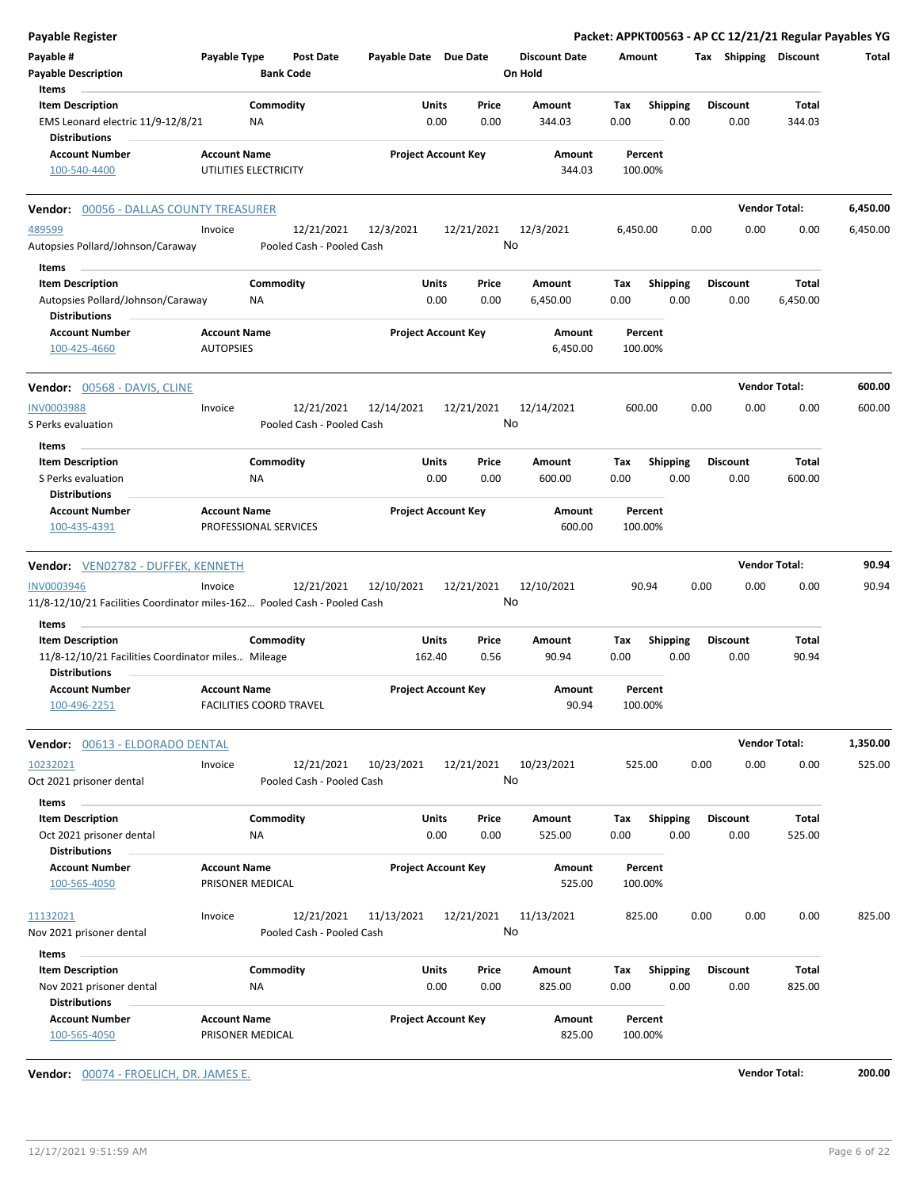**Payable Register** — **Packet: APPKT00563 - AP CC 12/21/21 Regular Payables YG**

| Payable # | Payable Type | Post Date | Payable Date | Due Date | Discount Date | Amount | Tax | Shipping | Discount | Total |
|---|---|---|---|---|---|---|---|---|---|---|
| Payable Description | | Bank Code | | | On Hold | | | | | |

**Items**

| Item Description | Commodity | Units | Price | Amount | Tax | Shipping | Discount | Total |
|---|---|---|---|---|---|---|---|---|
| EMS Leonard electric 11/9-12/8/21 | NA | 0.00 | 0.00 | 344.03 | 0.00 | 0.00 | 0.00 | 344.03 |

**Distributions**

| Account Number | Account Name | Project Account Key | Amount | Percent |
|---|---|---|---|---|
| 100-540-4400 | UTILITIES ELECTRICITY | | 344.03 | 100.00% |

---

**Vendor: 00056 - DALLAS COUNTY TREASURER** — **Vendor Total: 6,450.00**

| Payable # | Payable Type | Post Date | Payable Date | Due Date | Discount Date | Amount | Tax | Shipping | Discount | Total |
|---|---|---|---|---|---|---|---|---|---|---|
| 489599 | Invoice | 12/21/2021 | 12/3/2021 | 12/21/2021 | 12/3/2021 | 6,450.00 | 0.00 | 0.00 | 0.00 | 6,450.00 |
| Autopsies Pollard/Johnson/Caraway | | Pooled Cash - Pooled Cash | | | No | | | | | |

**Items**

| Item Description | Commodity | Units | Price | Amount | Tax | Shipping | Discount | Total |
|---|---|---|---|---|---|---|---|---|
| Autopsies Pollard/Johnson/Caraway | NA | 0.00 | 0.00 | 6,450.00 | 0.00 | 0.00 | 0.00 | 6,450.00 |

**Distributions**

| Account Number | Account Name | Project Account Key | Amount | Percent |
|---|---|---|---|---|
| 100-425-4660 | AUTOPSIES | | 6,450.00 | 100.00% |

---

**Vendor: 00568 - DAVIS, CLINE** — **Vendor Total: 600.00**

| Payable # | Payable Type | Post Date | Payable Date | Due Date | Discount Date | Amount | Tax | Shipping | Discount | Total |
|---|---|---|---|---|---|---|---|---|---|---|
| INV0003988 | Invoice | 12/21/2021 | 12/14/2021 | 12/21/2021 | 12/14/2021 | 600.00 | 0.00 | 0.00 | 0.00 | 600.00 |
| S Perks evaluation | | Pooled Cash - Pooled Cash | | | No | | | | | |

**Items**

| Item Description | Commodity | Units | Price | Amount | Tax | Shipping | Discount | Total |
|---|---|---|---|---|---|---|---|---|
| S Perks evaluation | NA | 0.00 | 0.00 | 600.00 | 0.00 | 0.00 | 0.00 | 600.00 |

**Distributions**

| Account Number | Account Name | Project Account Key | Amount | Percent |
|---|---|---|---|---|
| 100-435-4391 | PROFESSIONAL SERVICES | | 600.00 | 100.00% |

---

**Vendor: VEN02782 - DUFFEK, KENNETH** — **Vendor Total: 90.94**

| Payable # | Payable Type | Post Date | Payable Date | Due Date | Discount Date | Amount | Tax | Shipping | Discount | Total |
|---|---|---|---|---|---|---|---|---|---|---|
| INV0003946 | Invoice | 12/21/2021 | 12/10/2021 | 12/21/2021 | 12/10/2021 | 90.94 | 0.00 | 0.00 | 0.00 | 90.94 |
| 11/8-12/10/21 Facilities Coordinator miles-162... | | Pooled Cash - Pooled Cash | | | No | | | | | |

**Items**

| Item Description | Commodity | Units | Price | Amount | Tax | Shipping | Discount | Total |
|---|---|---|---|---|---|---|---|---|
| 11/8-12/10/21 Facilities Coordinator miles... | Mileage | 162.40 | 0.56 | 90.94 | 0.00 | 0.00 | 0.00 | 90.94 |

**Distributions**

| Account Number | Account Name | Project Account Key | Amount | Percent |
|---|---|---|---|---|
| 100-496-2251 | FACILITIES COORD TRAVEL | | 90.94 | 100.00% |

---

**Vendor: 00613 - ELDORADO DENTAL** — **Vendor Total: 1,350.00**

| Payable # | Payable Type | Post Date | Payable Date | Due Date | Discount Date | Amount | Tax | Shipping | Discount | Total |
|---|---|---|---|---|---|---|---|---|---|---|
| 10232021 | Invoice | 12/21/2021 | 10/23/2021 | 12/21/2021 | 10/23/2021 | 525.00 | 0.00 | 0.00 | 0.00 | 525.00 |
| Oct 2021 prisoner dental | | Pooled Cash - Pooled Cash | | | No | | | | | |

**Items**

| Item Description | Commodity | Units | Price | Amount | Tax | Shipping | Discount | Total |
|---|---|---|---|---|---|---|---|---|
| Oct 2021 prisoner dental | NA | 0.00 | 0.00 | 525.00 | 0.00 | 0.00 | 0.00 | 525.00 |

**Distributions**

| Account Number | Account Name | Project Account Key | Amount | Percent |
|---|---|---|---|---|
| 100-565-4050 | PRISONER MEDICAL | | 525.00 | 100.00% |

| Payable # | Payable Type | Post Date | Payable Date | Due Date | Discount Date | Amount | Tax | Shipping | Discount | Total |
|---|---|---|---|---|---|---|---|---|---|---|
| 11132021 | Invoice | 12/21/2021 | 11/13/2021 | 12/21/2021 | 11/13/2021 | 825.00 | 0.00 | 0.00 | 0.00 | 825.00 |
| Nov 2021 prisoner dental | | Pooled Cash - Pooled Cash | | | No | | | | | |

**Items**

| Item Description | Commodity | Units | Price | Amount | Tax | Shipping | Discount | Total |
|---|---|---|---|---|---|---|---|---|
| Nov 2021 prisoner dental | NA | 0.00 | 0.00 | 825.00 | 0.00 | 0.00 | 0.00 | 825.00 |

**Distributions**

| Account Number | Account Name | Project Account Key | Amount | Percent |
|---|---|---|---|---|
| 100-565-4050 | PRISONER MEDICAL | | 825.00 | 100.00% |

---

**Vendor: 00074 - FROELICH, DR. JAMES E.** — **Vendor Total: 200.00**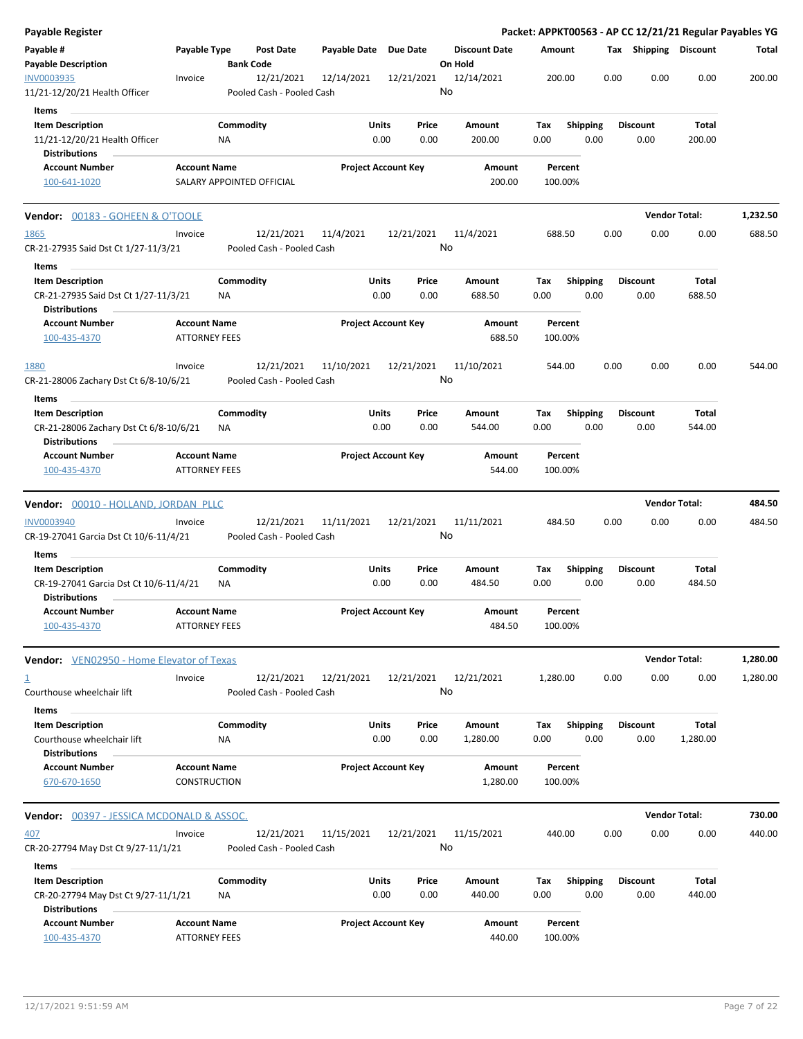**Payable Register** — **Packet: APPKT00563 - AP CC 12/21/21 Regular Payables YG**

| Payable # | Payable Type | Post Date | Payable Date | Due Date | Discount Date | Amount | Tax | Shipping | Discount | Total |
|---|---|---|---|---|---|---|---|---|---|---|
| **Payable Description** | | **Bank Code** | | | **On Hold** | | | | | |

INV0003935 | Invoice | 12/21/2021 | 12/14/2021 | 12/21/2021 | 12/14/2021 | 200.00 | 0.00 | 0.00 | 0.00 | 200.00
11/21-12/20/21 Health Officer — Pooled Cash - Pooled Cash — On Hold: No

**Items**

| Item Description | Commodity | Units | Price | Amount | Tax | Shipping | Discount | Total |
|---|---|---|---|---|---|---|---|---|
| 11/21-12/20/21 Health Officer | NA | 0.00 | 0.00 | 200.00 | 0.00 | 0.00 | 0.00 | 200.00 |

**Distributions**

| Account Number | Account Name | Project Account Key | Amount | Percent |
|---|---|---|---|---|
| 100-641-1020 | SALARY APPOINTED OFFICIAL | | 200.00 | 100.00% |

---

**Vendor: 00183 - GOHEEN & O'TOOLE** — **Vendor Total: 1,232.50**

1865 | Invoice | 12/21/2021 | 11/4/2021 | 12/21/2021 | 11/4/2021 | 688.50 | 0.00 | 0.00 | 0.00 | 688.50
CR-21-27935 Said Dst Ct 1/27-11/3/21 — Pooled Cash - Pooled Cash — On Hold: No

**Items**

| Item Description | Commodity | Units | Price | Amount | Tax | Shipping | Discount | Total |
|---|---|---|---|---|---|---|---|---|
| CR-21-27935 Said Dst Ct 1/27-11/3/21 | NA | 0.00 | 0.00 | 688.50 | 0.00 | 0.00 | 0.00 | 688.50 |

**Distributions**

| Account Number | Account Name | Project Account Key | Amount | Percent |
|---|---|---|---|---|
| 100-435-4370 | ATTORNEY FEES | | 688.50 | 100.00% |

1880 | Invoice | 12/21/2021 | 11/10/2021 | 12/21/2021 | 11/10/2021 | 544.00 | 0.00 | 0.00 | 0.00 | 544.00
CR-21-28006 Zachary Dst Ct 6/8-10/6/21 — Pooled Cash - Pooled Cash — On Hold: No

**Items**

| Item Description | Commodity | Units | Price | Amount | Tax | Shipping | Discount | Total |
|---|---|---|---|---|---|---|---|---|
| CR-21-28006 Zachary Dst Ct 6/8-10/6/21 | NA | 0.00 | 0.00 | 544.00 | 0.00 | 0.00 | 0.00 | 544.00 |

**Distributions**

| Account Number | Account Name | Project Account Key | Amount | Percent |
|---|---|---|---|---|
| 100-435-4370 | ATTORNEY FEES | | 544.00 | 100.00% |

---

**Vendor: 00010 - HOLLAND, JORDAN PLLC** — **Vendor Total: 484.50**

INV0003940 | Invoice | 12/21/2021 | 11/11/2021 | 12/21/2021 | 11/11/2021 | 484.50 | 0.00 | 0.00 | 0.00 | 484.50
CR-19-27041 Garcia Dst Ct 10/6-11/4/21 — Pooled Cash - Pooled Cash — On Hold: No

**Items**

| Item Description | Commodity | Units | Price | Amount | Tax | Shipping | Discount | Total |
|---|---|---|---|---|---|---|---|---|
| CR-19-27041 Garcia Dst Ct 10/6-11/4/21 | NA | 0.00 | 0.00 | 484.50 | 0.00 | 0.00 | 0.00 | 484.50 |

**Distributions**

| Account Number | Account Name | Project Account Key | Amount | Percent |
|---|---|---|---|---|
| 100-435-4370 | ATTORNEY FEES | | 484.50 | 100.00% |

---

**Vendor: VEN02950 - Home Elevator of Texas** — **Vendor Total: 1,280.00**

1 | Invoice | 12/21/2021 | 12/21/2021 | 12/21/2021 | 12/21/2021 | 1,280.00 | 0.00 | 0.00 | 0.00 | 1,280.00
Courthouse wheelchair lift — Pooled Cash - Pooled Cash — On Hold: No

**Items**

| Item Description | Commodity | Units | Price | Amount | Tax | Shipping | Discount | Total |
|---|---|---|---|---|---|---|---|---|
| Courthouse wheelchair lift | NA | 0.00 | 0.00 | 1,280.00 | 0.00 | 0.00 | 0.00 | 1,280.00 |

**Distributions**

| Account Number | Account Name | Project Account Key | Amount | Percent |
|---|---|---|---|---|
| 670-670-1650 | CONSTRUCTION | | 1,280.00 | 100.00% |

---

**Vendor: 00397 - JESSICA MCDONALD & ASSOC.** — **Vendor Total: 730.00**

407 | Invoice | 12/21/2021 | 11/15/2021 | 12/21/2021 | 11/15/2021 | 440.00 | 0.00 | 0.00 | 0.00 | 440.00
CR-20-27794 May Dst Ct 9/27-11/1/21 — Pooled Cash - Pooled Cash — On Hold: No

**Items**

| Item Description | Commodity | Units | Price | Amount | Tax | Shipping | Discount | Total |
|---|---|---|---|---|---|---|---|---|
| CR-20-27794 May Dst Ct 9/27-11/1/21 | NA | 0.00 | 0.00 | 440.00 | 0.00 | 0.00 | 0.00 | 440.00 |

**Distributions**

| Account Number | Account Name | Project Account Key | Amount | Percent |
|---|---|---|---|---|
| 100-435-4370 | ATTORNEY FEES | | 440.00 | 100.00% |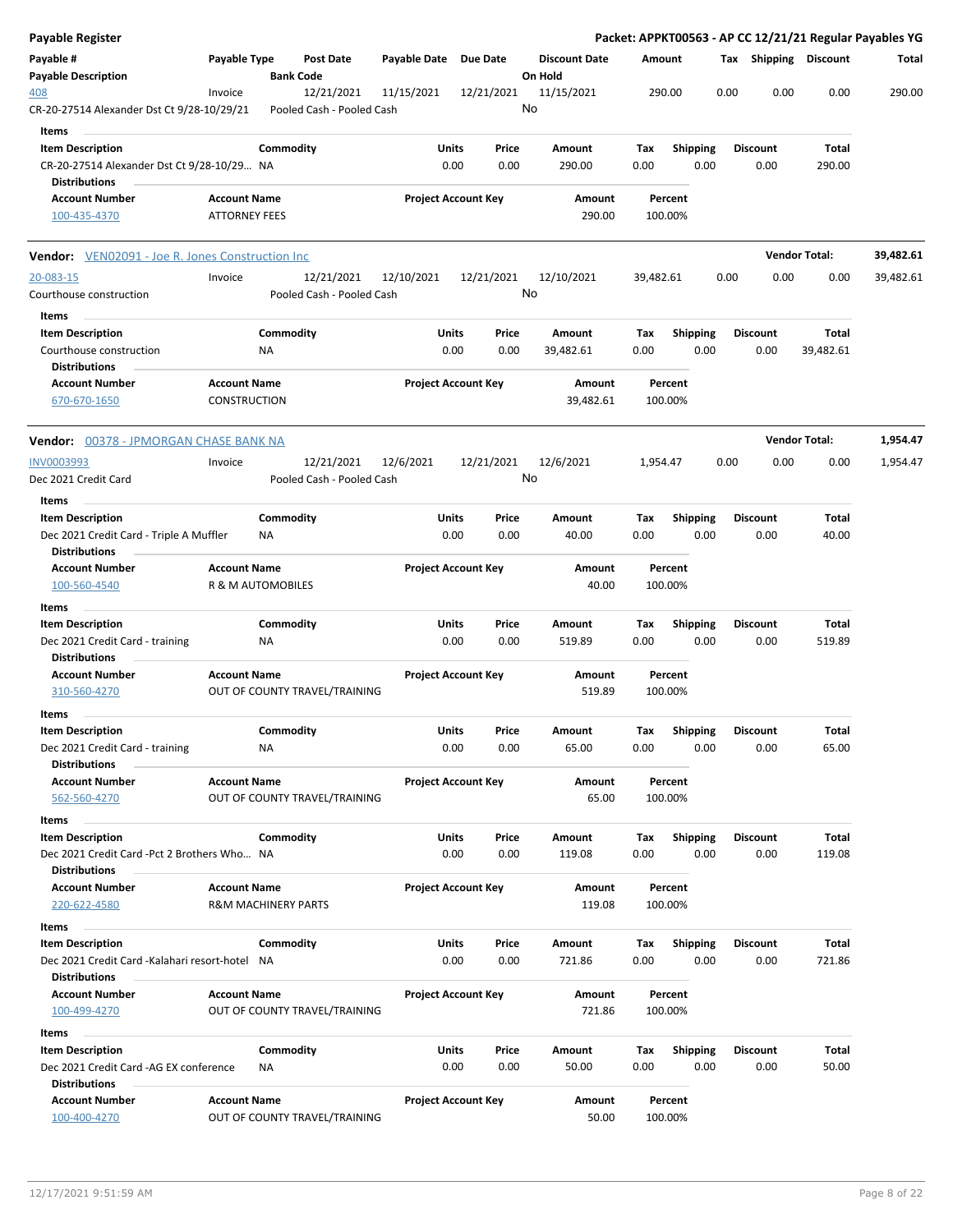**Payable Register** — **Packet: APPKT00563 - AP CC 12/21/21 Regular Payables YG**

| Payable # | Payable Type | Post Date | Payable Date | Due Date | Discount Date | Amount | Tax | Shipping | Discount | Total |
|---|---|---|---|---|---|---|---|---|---|---|
| **Payable Description** | | **Bank Code** | | | **On Hold** | | | | | |
| 408 | Invoice | 12/21/2021 | 11/15/2021 | 12/21/2021 | 11/15/2021 | 290.00 | 0.00 | 0.00 | 0.00 | 290.00 |
| CR-20-27514 Alexander Dst Ct 9/28-10/29/21 | | Pooled Cash - Pooled Cash | | | No | | | | | |

**Items**

| Item Description | Commodity | Units | Price | Amount | Tax | Shipping | Discount | Total |
|---|---|---|---|---|---|---|---|---|
| CR-20-27514 Alexander Dst Ct 9/28-10/29... | NA | 0.00 | 0.00 | 290.00 | 0.00 | 0.00 | 0.00 | 290.00 |

**Distributions**

| Account Number | Account Name | Project Account Key | Amount | Percent |
|---|---|---|---|---|
| 100-435-4370 | ATTORNEY FEES | | 290.00 | 100.00% |

**Vendor:** VEN02091 - Joe R. Jones Construction Inc — **Vendor Total: 39,482.61**

| Payable # | Payable Type | Post Date | Payable Date | Due Date | Discount Date | Amount | Tax | Shipping | Discount | Total |
|---|---|---|---|---|---|---|---|---|---|---|
| 20-083-15 | Invoice | 12/21/2021 | 12/10/2021 | 12/21/2021 | 12/10/2021 | 39,482.61 | 0.00 | 0.00 | 0.00 | 39,482.61 |
| Courthouse construction | | Pooled Cash - Pooled Cash | | | No | | | | | |

**Items**

| Item Description | Commodity | Units | Price | Amount | Tax | Shipping | Discount | Total |
|---|---|---|---|---|---|---|---|---|
| Courthouse construction | NA | 0.00 | 0.00 | 39,482.61 | 0.00 | 0.00 | 0.00 | 39,482.61 |

**Distributions**

| Account Number | Account Name | Project Account Key | Amount | Percent |
|---|---|---|---|---|
| 670-670-1650 | CONSTRUCTION | | 39,482.61 | 100.00% |

**Vendor:** 00378 - JPMORGAN CHASE BANK NA — **Vendor Total: 1,954.47**

| Payable # | Payable Type | Post Date | Payable Date | Due Date | Discount Date | Amount | Tax | Shipping | Discount | Total |
|---|---|---|---|---|---|---|---|---|---|---|
| INV0003993 | Invoice | 12/21/2021 | 12/6/2021 | 12/21/2021 | 12/6/2021 | 1,954.47 | 0.00 | 0.00 | 0.00 | 1,954.47 |
| Dec 2021 Credit Card | | Pooled Cash - Pooled Cash | | | No | | | | | |

**Items**

| Item Description | Commodity | Units | Price | Amount | Tax | Shipping | Discount | Total |
|---|---|---|---|---|---|---|---|---|
| Dec 2021 Credit Card - Triple A Muffler | NA | 0.00 | 0.00 | 40.00 | 0.00 | 0.00 | 0.00 | 40.00 |

**Distributions**

| Account Number | Account Name | Project Account Key | Amount | Percent |
|---|---|---|---|---|
| 100-560-4540 | R & M AUTOMOBILES | | 40.00 | 100.00% |

**Items**

| Item Description | Commodity | Units | Price | Amount | Tax | Shipping | Discount | Total |
|---|---|---|---|---|---|---|---|---|
| Dec 2021 Credit Card - training | NA | 0.00 | 0.00 | 519.89 | 0.00 | 0.00 | 0.00 | 519.89 |

**Distributions**

| Account Number | Account Name | Project Account Key | Amount | Percent |
|---|---|---|---|---|
| 310-560-4270 | OUT OF COUNTY TRAVEL/TRAINING | | 519.89 | 100.00% |

**Items**

| Item Description | Commodity | Units | Price | Amount | Tax | Shipping | Discount | Total |
|---|---|---|---|---|---|---|---|---|
| Dec 2021 Credit Card - training | NA | 0.00 | 0.00 | 65.00 | 0.00 | 0.00 | 0.00 | 65.00 |

**Distributions**

| Account Number | Account Name | Project Account Key | Amount | Percent |
|---|---|---|---|---|
| 562-560-4270 | OUT OF COUNTY TRAVEL/TRAINING | | 65.00 | 100.00% |

**Items**

| Item Description | Commodity | Units | Price | Amount | Tax | Shipping | Discount | Total |
|---|---|---|---|---|---|---|---|---|
| Dec 2021 Credit Card -Pct 2 Brothers Who... | NA | 0.00 | 0.00 | 119.08 | 0.00 | 0.00 | 0.00 | 119.08 |

**Distributions**

| Account Number | Account Name | Project Account Key | Amount | Percent |
|---|---|---|---|---|
| 220-622-4580 | R&M MACHINERY PARTS | | 119.08 | 100.00% |

**Items**

| Item Description | Commodity | Units | Price | Amount | Tax | Shipping | Discount | Total |
|---|---|---|---|---|---|---|---|---|
| Dec 2021 Credit Card -Kalahari resort-hotel | NA | 0.00 | 0.00 | 721.86 | 0.00 | 0.00 | 0.00 | 721.86 |

**Distributions**

| Account Number | Account Name | Project Account Key | Amount | Percent |
|---|---|---|---|---|
| 100-499-4270 | OUT OF COUNTY TRAVEL/TRAINING | | 721.86 | 100.00% |

**Items**

| Item Description | Commodity | Units | Price | Amount | Tax | Shipping | Discount | Total |
|---|---|---|---|---|---|---|---|---|
| Dec 2021 Credit Card -AG EX conference | NA | 0.00 | 0.00 | 50.00 | 0.00 | 0.00 | 0.00 | 50.00 |

**Distributions**

| Account Number | Account Name | Project Account Key | Amount | Percent |
|---|---|---|---|---|
| 100-400-4270 | OUT OF COUNTY TRAVEL/TRAINING | | 50.00 | 100.00% |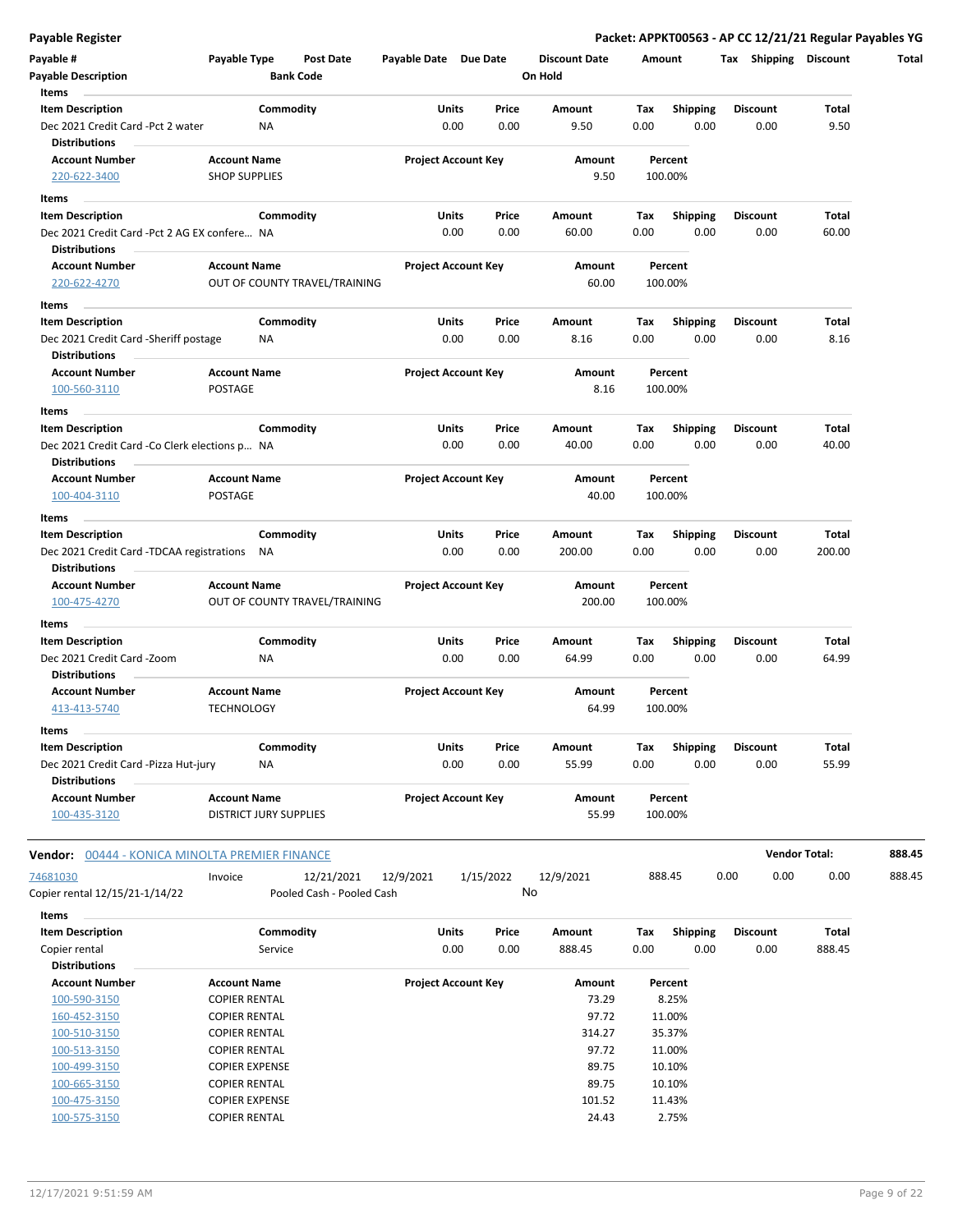**Payable Register** — **Packet: APPKT00563 - AP CC 12/21/21 Regular Payables YG**

| Payable # | Payable Type | Post Date | Payable Date | Due Date | Discount Date | Amount | Tax | Shipping | Discount | Total |
|---|---|---|---|---|---|---|---|---|---|---|
| Payable Description | | Bank Code | | | On Hold | | | | | |

**Items**

| Item Description | Commodity | Units | Price | Amount | Tax | Shipping | Discount | Total |
|---|---|---|---|---|---|---|---|---|
| Dec 2021 Credit Card -Pct 2 water | NA | 0.00 | 0.00 | 9.50 | 0.00 | 0.00 | 0.00 | 9.50 |

**Distributions**

| Account Number | Account Name | Project Account Key | Amount | Percent |
|---|---|---|---|---|
| 220-622-3400 | SHOP SUPPLIES | | 9.50 | 100.00% |

**Items**

| Item Description | Commodity | Units | Price | Amount | Tax | Shipping | Discount | Total |
|---|---|---|---|---|---|---|---|---|
| Dec 2021 Credit Card -Pct 2 AG EX confere... | NA | 0.00 | 0.00 | 60.00 | 0.00 | 0.00 | 0.00 | 60.00 |

**Distributions**

| Account Number | Account Name | Project Account Key | Amount | Percent |
|---|---|---|---|---|
| 220-622-4270 | OUT OF COUNTY TRAVEL/TRAINING | | 60.00 | 100.00% |

**Items**

| Item Description | Commodity | Units | Price | Amount | Tax | Shipping | Discount | Total |
|---|---|---|---|---|---|---|---|---|
| Dec 2021 Credit Card -Sheriff postage | NA | 0.00 | 0.00 | 8.16 | 0.00 | 0.00 | 0.00 | 8.16 |

**Distributions**

| Account Number | Account Name | Project Account Key | Amount | Percent |
|---|---|---|---|---|
| 100-560-3110 | POSTAGE | | 8.16 | 100.00% |

**Items**

| Item Description | Commodity | Units | Price | Amount | Tax | Shipping | Discount | Total |
|---|---|---|---|---|---|---|---|---|
| Dec 2021 Credit Card -Co Clerk elections p... | NA | 0.00 | 0.00 | 40.00 | 0.00 | 0.00 | 0.00 | 40.00 |

**Distributions**

| Account Number | Account Name | Project Account Key | Amount | Percent |
|---|---|---|---|---|
| 100-404-3110 | POSTAGE | | 40.00 | 100.00% |

**Items**

| Item Description | Commodity | Units | Price | Amount | Tax | Shipping | Discount | Total |
|---|---|---|---|---|---|---|---|---|
| Dec 2021 Credit Card -TDCAA registrations | NA | 0.00 | 0.00 | 200.00 | 0.00 | 0.00 | 0.00 | 200.00 |

**Distributions**

| Account Number | Account Name | Project Account Key | Amount | Percent |
|---|---|---|---|---|
| 100-475-4270 | OUT OF COUNTY TRAVEL/TRAINING | | 200.00 | 100.00% |

**Items**

| Item Description | Commodity | Units | Price | Amount | Tax | Shipping | Discount | Total |
|---|---|---|---|---|---|---|---|---|
| Dec 2021 Credit Card -Zoom | NA | 0.00 | 0.00 | 64.99 | 0.00 | 0.00 | 0.00 | 64.99 |

**Distributions**

| Account Number | Account Name | Project Account Key | Amount | Percent |
|---|---|---|---|---|
| 413-413-5740 | TECHNOLOGY | | 64.99 | 100.00% |

**Items**

| Item Description | Commodity | Units | Price | Amount | Tax | Shipping | Discount | Total |
|---|---|---|---|---|---|---|---|---|
| Dec 2021 Credit Card -Pizza Hut-jury | NA | 0.00 | 0.00 | 55.99 | 0.00 | 0.00 | 0.00 | 55.99 |

**Distributions**

| Account Number | Account Name | Project Account Key | Amount | Percent |
|---|---|---|---|---|
| 100-435-3120 | DISTRICT JURY SUPPLIES | | 55.99 | 100.00% |

**Vendor:** 00444 - KONICA MINOLTA PREMIER FINANCE — **Vendor Total: 888.45**

| Payable # | Payable Type | Post Date | Payable Date | Due Date | Discount Date | Amount | Tax | Shipping | Discount | Total |
|---|---|---|---|---|---|---|---|---|---|---|
| 74681030 | Invoice | 12/21/2021 | 12/9/2021 | 1/15/2022 | 12/9/2021 | 888.45 | 0.00 | 0.00 | 0.00 | 888.45 |
| Copier rental 12/15/21-1/14/22 | | Pooled Cash - Pooled Cash | | | No | | | | | |

**Items**

| Item Description | Commodity | Units | Price | Amount | Tax | Shipping | Discount | Total |
|---|---|---|---|---|---|---|---|---|
| Copier rental | Service | 0.00 | 0.00 | 888.45 | 0.00 | 0.00 | 0.00 | 888.45 |

**Distributions**

| Account Number | Account Name | Project Account Key | Amount | Percent |
|---|---|---|---|---|
| 100-590-3150 | COPIER RENTAL | | 73.29 | 8.25% |
| 160-452-3150 | COPIER RENTAL | | 97.72 | 11.00% |
| 100-510-3150 | COPIER RENTAL | | 314.27 | 35.37% |
| 100-513-3150 | COPIER RENTAL | | 97.72 | 11.00% |
| 100-499-3150 | COPIER EXPENSE | | 89.75 | 10.10% |
| 100-665-3150 | COPIER RENTAL | | 89.75 | 10.10% |
| 100-475-3150 | COPIER EXPENSE | | 101.52 | 11.43% |
| 100-575-3150 | COPIER RENTAL | | 24.43 | 2.75% |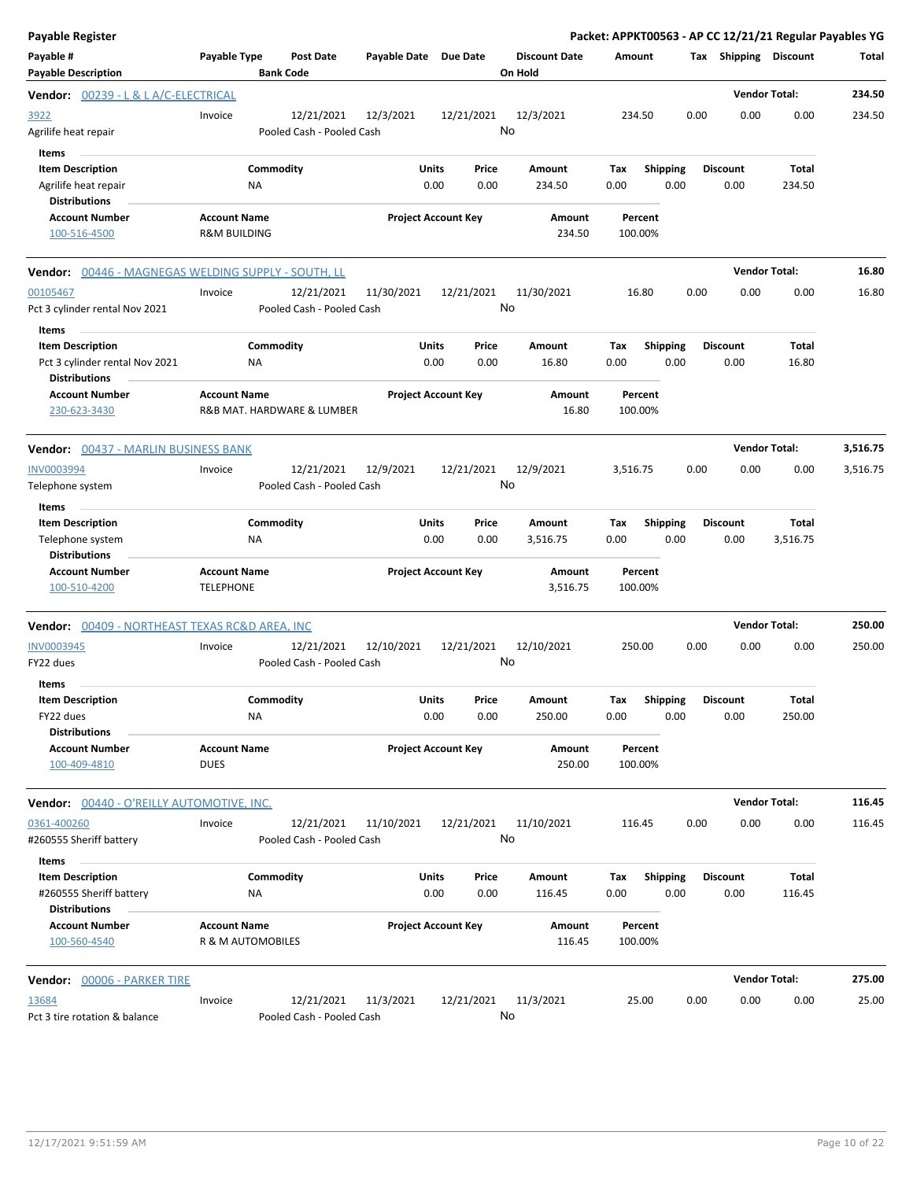**Payable Register** | **Packet: APPKT00563 - AP CC 12/21/21 Regular Payables YG**

| Payable # / Payable Description | Payable Type | Post Date / Bank Code | Payable Date | Due Date | Discount Date / On Hold | Amount | Tax | Shipping | Discount | Total |
|---|---|---|---|---|---|---|---|---|---|---|

**Vendor: 00239 - L & L A/C-ELECTRICAL** — Vendor Total: **234.50**

| Payable # | Payable Type | Post Date | Payable Date | Due Date | Discount Date | Amount | Tax | Shipping | Discount | Total |
|---|---|---|---|---|---|---|---|---|---|---|
| 3922 | Invoice | 12/21/2021 | 12/3/2021 | 12/21/2021 | 12/3/2021 | 234.50 | 0.00 | 0.00 | 0.00 | 234.50 |
| Agrilife heat repair | | Pooled Cash - Pooled Cash | | | No | | | | | |

Items

| Item Description | Commodity | Units | Price | Amount | Tax | Shipping | Discount | Total |
|---|---|---|---|---|---|---|---|---|
| Agrilife heat repair | NA | 0.00 | 0.00 | 234.50 | 0.00 | 0.00 | 0.00 | 234.50 |

Distributions

| Account Number | Account Name | Project Account Key | Amount | Percent |
|---|---|---|---|---|
| 100-516-4500 | R&M BUILDING | | 234.50 | 100.00% |

**Vendor: 00446 - MAGNEGAS WELDING SUPPLY - SOUTH, LL** — Vendor Total: **16.80**

| Payable # | Payable Type | Post Date | Payable Date | Due Date | Discount Date | Amount | Tax | Shipping | Discount | Total |
|---|---|---|---|---|---|---|---|---|---|---|
| 00105467 | Invoice | 12/21/2021 | 11/30/2021 | 12/21/2021 | 11/30/2021 | 16.80 | 0.00 | 0.00 | 0.00 | 16.80 |
| Pct 3 cylinder rental Nov 2021 | | Pooled Cash - Pooled Cash | | | No | | | | | |

Items

| Item Description | Commodity | Units | Price | Amount | Tax | Shipping | Discount | Total |
|---|---|---|---|---|---|---|---|---|
| Pct 3 cylinder rental Nov 2021 | NA | 0.00 | 0.00 | 16.80 | 0.00 | 0.00 | 0.00 | 16.80 |

Distributions

| Account Number | Account Name | Project Account Key | Amount | Percent |
|---|---|---|---|---|
| 230-623-3430 | R&B MAT. HARDWARE & LUMBER | | 16.80 | 100.00% |

**Vendor: 00437 - MARLIN BUSINESS BANK** — Vendor Total: **3,516.75**

| Payable # | Payable Type | Post Date | Payable Date | Due Date | Discount Date | Amount | Tax | Shipping | Discount | Total |
|---|---|---|---|---|---|---|---|---|---|---|
| INV0003994 | Invoice | 12/21/2021 | 12/9/2021 | 12/21/2021 | 12/9/2021 | 3,516.75 | 0.00 | 0.00 | 0.00 | 3,516.75 |
| Telephone system | | Pooled Cash - Pooled Cash | | | No | | | | | |

Items

| Item Description | Commodity | Units | Price | Amount | Tax | Shipping | Discount | Total |
|---|---|---|---|---|---|---|---|---|
| Telephone system | NA | 0.00 | 0.00 | 3,516.75 | 0.00 | 0.00 | 0.00 | 3,516.75 |

Distributions

| Account Number | Account Name | Project Account Key | Amount | Percent |
|---|---|---|---|---|
| 100-510-4200 | TELEPHONE | | 3,516.75 | 100.00% |

**Vendor: 00409 - NORTHEAST TEXAS RC&D AREA, INC** — Vendor Total: **250.00**

| Payable # | Payable Type | Post Date | Payable Date | Due Date | Discount Date | Amount | Tax | Shipping | Discount | Total |
|---|---|---|---|---|---|---|---|---|---|---|
| INV0003945 | Invoice | 12/21/2021 | 12/10/2021 | 12/21/2021 | 12/10/2021 | 250.00 | 0.00 | 0.00 | 0.00 | 250.00 |
| FY22 dues | | Pooled Cash - Pooled Cash | | | No | | | | | |

Items

| Item Description | Commodity | Units | Price | Amount | Tax | Shipping | Discount | Total |
|---|---|---|---|---|---|---|---|---|
| FY22 dues | NA | 0.00 | 0.00 | 250.00 | 0.00 | 0.00 | 0.00 | 250.00 |

Distributions

| Account Number | Account Name | Project Account Key | Amount | Percent |
|---|---|---|---|---|
| 100-409-4810 | DUES | | 250.00 | 100.00% |

**Vendor: 00440 - O'REILLY AUTOMOTIVE, INC.** — Vendor Total: **116.45**

| Payable # | Payable Type | Post Date | Payable Date | Due Date | Discount Date | Amount | Tax | Shipping | Discount | Total |
|---|---|---|---|---|---|---|---|---|---|---|
| 0361-400260 | Invoice | 12/21/2021 | 11/10/2021 | 12/21/2021 | 11/10/2021 | 116.45 | 0.00 | 0.00 | 0.00 | 116.45 |
| #260555 Sheriff battery | | Pooled Cash - Pooled Cash | | | No | | | | | |

Items

| Item Description | Commodity | Units | Price | Amount | Tax | Shipping | Discount | Total |
|---|---|---|---|---|---|---|---|---|
| #260555 Sheriff battery | NA | 0.00 | 0.00 | 116.45 | 0.00 | 0.00 | 0.00 | 116.45 |

Distributions

| Account Number | Account Name | Project Account Key | Amount | Percent |
|---|---|---|---|---|
| 100-560-4540 | R & M AUTOMOBILES | | 116.45 | 100.00% |

**Vendor: 00006 - PARKER TIRE** — Vendor Total: **275.00**

| Payable # | Payable Type | Post Date | Payable Date | Due Date | Discount Date | Amount | Tax | Shipping | Discount | Total |
|---|---|---|---|---|---|---|---|---|---|---|
| 13684 | Invoice | 12/21/2021 | 11/3/2021 | 12/21/2021 | 11/3/2021 | 25.00 | 0.00 | 0.00 | 0.00 | 25.00 |
| Pct 3 tire rotation & balance | | Pooled Cash - Pooled Cash | | | No | | | | | |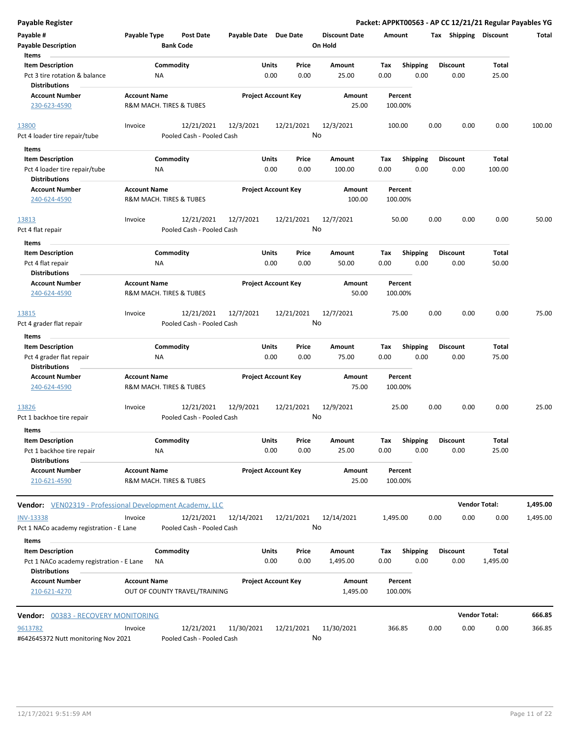**Payable Register** — **Packet: APPKT00563 - AP CC 12/21/21 Regular Payables YG**

| Payable # / Payable Description | Payable Type | Post Date / Bank Code | Payable Date | Due Date | Discount Date / On Hold | Amount | Tax | Shipping | Discount | Total |
|---|---|---|---|---|---|---|---|---|---|---|

**Items**

| Item Description | Commodity | Units | Price | Amount | Tax | Shipping | Discount | Total |
|---|---|---|---|---|---|---|---|---|
| Pct 3 tire rotation & balance | NA | 0.00 | 0.00 | 25.00 | 0.00 | 0.00 | 0.00 | 25.00 |

**Distributions**

| Account Number | Account Name | Project Account Key | Amount | Percent |
|---|---|---|---|---|
| 230-623-4590 | R&M MACH. TIRES & TUBES | | 25.00 | 100.00% |

| Payable # / Payable Description | Payable Type | Post Date / Bank Code | Payable Date | Due Date | Discount Date / On Hold | Amount | Tax | Shipping | Discount | Total |
|---|---|---|---|---|---|---|---|---|---|---|
| 13800 / Pct 4 loader tire repair/tube | Invoice | 12/21/2021 / Pooled Cash - Pooled Cash | 12/3/2021 | 12/21/2021 | 12/3/2021 / No | 100.00 | 0.00 | 0.00 | 0.00 | 100.00 |

**Items**

| Item Description | Commodity | Units | Price | Amount | Tax | Shipping | Discount | Total |
|---|---|---|---|---|---|---|---|---|
| Pct 4 loader tire repair/tube | NA | 0.00 | 0.00 | 100.00 | 0.00 | 0.00 | 0.00 | 100.00 |

**Distributions**

| Account Number | Account Name | Project Account Key | Amount | Percent |
|---|---|---|---|---|
| 240-624-4590 | R&M MACH. TIRES & TUBES | | 100.00 | 100.00% |

| Payable # / Payable Description | Payable Type | Post Date / Bank Code | Payable Date | Due Date | Discount Date / On Hold | Amount | Tax | Shipping | Discount | Total |
|---|---|---|---|---|---|---|---|---|---|---|
| 13813 / Pct 4 flat repair | Invoice | 12/21/2021 / Pooled Cash - Pooled Cash | 12/7/2021 | 12/21/2021 | 12/7/2021 / No | 50.00 | 0.00 | 0.00 | 0.00 | 50.00 |

**Items**

| Item Description | Commodity | Units | Price | Amount | Tax | Shipping | Discount | Total |
|---|---|---|---|---|---|---|---|---|
| Pct 4 flat repair | NA | 0.00 | 0.00 | 50.00 | 0.00 | 0.00 | 0.00 | 50.00 |

**Distributions**

| Account Number | Account Name | Project Account Key | Amount | Percent |
|---|---|---|---|---|
| 240-624-4590 | R&M MACH. TIRES & TUBES | | 50.00 | 100.00% |

| Payable # / Payable Description | Payable Type | Post Date / Bank Code | Payable Date | Due Date | Discount Date / On Hold | Amount | Tax | Shipping | Discount | Total |
|---|---|---|---|---|---|---|---|---|---|---|
| 13815 / Pct 4 grader flat repair | Invoice | 12/21/2021 / Pooled Cash - Pooled Cash | 12/7/2021 | 12/21/2021 | 12/7/2021 / No | 75.00 | 0.00 | 0.00 | 0.00 | 75.00 |

**Items**

| Item Description | Commodity | Units | Price | Amount | Tax | Shipping | Discount | Total |
|---|---|---|---|---|---|---|---|---|
| Pct 4 grader flat repair | NA | 0.00 | 0.00 | 75.00 | 0.00 | 0.00 | 0.00 | 75.00 |

**Distributions**

| Account Number | Account Name | Project Account Key | Amount | Percent |
|---|---|---|---|---|
| 240-624-4590 | R&M MACH. TIRES & TUBES | | 75.00 | 100.00% |

| Payable # / Payable Description | Payable Type | Post Date / Bank Code | Payable Date | Due Date | Discount Date / On Hold | Amount | Tax | Shipping | Discount | Total |
|---|---|---|---|---|---|---|---|---|---|---|
| 13826 / Pct 1 backhoe tire repair | Invoice | 12/21/2021 / Pooled Cash - Pooled Cash | 12/9/2021 | 12/21/2021 | 12/9/2021 / No | 25.00 | 0.00 | 0.00 | 0.00 | 25.00 |

**Items**

| Item Description | Commodity | Units | Price | Amount | Tax | Shipping | Discount | Total |
|---|---|---|---|---|---|---|---|---|
| Pct 1 backhoe tire repair | NA | 0.00 | 0.00 | 25.00 | 0.00 | 0.00 | 0.00 | 25.00 |

**Distributions**

| Account Number | Account Name | Project Account Key | Amount | Percent |
|---|---|---|---|---|
| 210-621-4590 | R&M MACH. TIRES & TUBES | | 25.00 | 100.00% |

**Vendor:** VEN02319 - Professional Development Academy, LLC — **Vendor Total: 1,495.00**

| Payable # / Payable Description | Payable Type | Post Date / Bank Code | Payable Date | Due Date | Discount Date / On Hold | Amount | Tax | Shipping | Discount | Total |
|---|---|---|---|---|---|---|---|---|---|---|
| INV-13338 / Pct 1 NACo academy registration - E Lane | Invoice | 12/21/2021 / Pooled Cash - Pooled Cash | 12/14/2021 | 12/21/2021 | 12/14/2021 / No | 1,495.00 | 0.00 | 0.00 | 0.00 | 1,495.00 |

**Items**

| Item Description | Commodity | Units | Price | Amount | Tax | Shipping | Discount | Total |
|---|---|---|---|---|---|---|---|---|
| Pct 1 NACo academy registration - E Lane | NA | 0.00 | 0.00 | 1,495.00 | 0.00 | 0.00 | 0.00 | 1,495.00 |

**Distributions**

| Account Number | Account Name | Project Account Key | Amount | Percent |
|---|---|---|---|---|
| 210-621-4270 | OUT OF COUNTY TRAVEL/TRAINING | | 1,495.00 | 100.00% |

**Vendor:** 00383 - RECOVERY MONITORING — **Vendor Total: 666.85**

| Payable # / Payable Description | Payable Type | Post Date / Bank Code | Payable Date | Due Date | Discount Date / On Hold | Amount | Tax | Shipping | Discount | Total |
|---|---|---|---|---|---|---|---|---|---|---|
| 9613782 / #642645372 Nutt monitoring Nov 2021 | Invoice | 12/21/2021 / Pooled Cash - Pooled Cash | 11/30/2021 | 12/21/2021 | 11/30/2021 / No | 366.85 | 0.00 | 0.00 | 0.00 | 366.85 |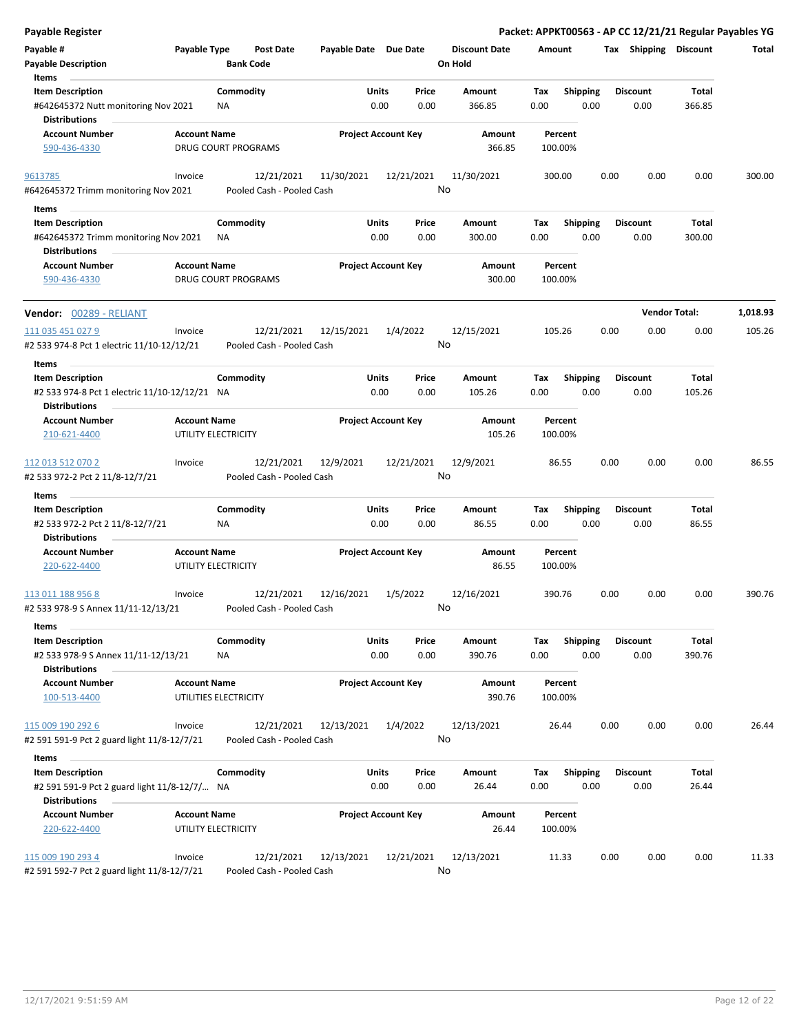| Payable # | Payable Type | Post Date | Payable Date | Due Date | Discount Date | Amount | Tax | Shipping | Discount | Total |
|---|---|---|---|---|---|---|---|---|---|---|
| Payable Description | | Bank Code | | | On Hold | | | | | |

**Items**

| Item Description | Commodity | Units | Price | Amount | Tax | Shipping | Discount | Total |
|---|---|---|---|---|---|---|---|---|
| #642645372 Nutt monitoring Nov 2021 | NA | 0.00 | 0.00 | 366.85 | 0.00 | 0.00 | 0.00 | 366.85 |

**Distributions**

| Account Number | Account Name | Project Account Key | Amount | Percent |
|---|---|---|---|---|
| 590-436-4330 | DRUG COURT PROGRAMS | | 366.85 | 100.00% |

| Payable # | Payable Type | Post Date | Payable Date | Due Date | Discount Date | Amount | Tax | Shipping | Discount | Total |
|---|---|---|---|---|---|---|---|---|---|---|
| 9613785 | Invoice | 12/21/2021 | 11/30/2021 | 12/21/2021 | 11/30/2021 | 300.00 | 0.00 | 0.00 | 0.00 | 300.00 |
| #642645372 Trimm monitoring Nov 2021 | | Pooled Cash - Pooled Cash | | | No | | | | | |

**Items**

| Item Description | Commodity | Units | Price | Amount | Tax | Shipping | Discount | Total |
|---|---|---|---|---|---|---|---|---|
| #642645372 Trimm monitoring Nov 2021 | NA | 0.00 | 0.00 | 300.00 | 0.00 | 0.00 | 0.00 | 300.00 |

**Distributions**

| Account Number | Account Name | Project Account Key | Amount | Percent |
|---|---|---|---|---|
| 590-436-4330 | DRUG COURT PROGRAMS | | 300.00 | 100.00% |

**Vendor:** 00289 - RELIANT — **Vendor Total:** 1,018.93

| Payable # | Payable Type | Post Date | Payable Date | Due Date | Discount Date | Amount | Tax | Shipping | Discount | Total |
|---|---|---|---|---|---|---|---|---|---|---|
| 111 035 451 027 9 | Invoice | 12/21/2021 | 12/15/2021 | 1/4/2022 | 12/15/2021 | 105.26 | 0.00 | 0.00 | 0.00 | 105.26 |
| #2 533 974-8 Pct 1 electric 11/10-12/12/21 | | Pooled Cash - Pooled Cash | | | No | | | | | |

**Items**

| Item Description | Commodity | Units | Price | Amount | Tax | Shipping | Discount | Total |
|---|---|---|---|---|---|---|---|---|
| #2 533 974-8 Pct 1 electric 11/10-12/12/21 | NA | 0.00 | 0.00 | 105.26 | 0.00 | 0.00 | 0.00 | 105.26 |

**Distributions**

| Account Number | Account Name | Project Account Key | Amount | Percent |
|---|---|---|---|---|
| 210-621-4400 | UTILITY ELECTRICITY | | 105.26 | 100.00% |

| Payable # | Payable Type | Post Date | Payable Date | Due Date | Discount Date | Amount | Tax | Shipping | Discount | Total |
|---|---|---|---|---|---|---|---|---|---|---|
| 112 013 512 070 2 | Invoice | 12/21/2021 | 12/9/2021 | 12/21/2021 | 12/9/2021 | 86.55 | 0.00 | 0.00 | 0.00 | 86.55 |
| #2 533 972-2 Pct 2 11/8-12/7/21 | | Pooled Cash - Pooled Cash | | | No | | | | | |

**Items**

| Item Description | Commodity | Units | Price | Amount | Tax | Shipping | Discount | Total |
|---|---|---|---|---|---|---|---|---|
| #2 533 972-2 Pct 2 11/8-12/7/21 | NA | 0.00 | 0.00 | 86.55 | 0.00 | 0.00 | 0.00 | 86.55 |

**Distributions**

| Account Number | Account Name | Project Account Key | Amount | Percent |
|---|---|---|---|---|
| 220-622-4400 | UTILITY ELECTRICITY | | 86.55 | 100.00% |

| Payable # | Payable Type | Post Date | Payable Date | Due Date | Discount Date | Amount | Tax | Shipping | Discount | Total |
|---|---|---|---|---|---|---|---|---|---|---|
| 113 011 188 956 8 | Invoice | 12/21/2021 | 12/16/2021 | 1/5/2022 | 12/16/2021 | 390.76 | 0.00 | 0.00 | 0.00 | 390.76 |
| #2 533 978-9 S Annex 11/11-12/13/21 | | Pooled Cash - Pooled Cash | | | No | | | | | |

**Items**

| Item Description | Commodity | Units | Price | Amount | Tax | Shipping | Discount | Total |
|---|---|---|---|---|---|---|---|---|
| #2 533 978-9 S Annex 11/11-12/13/21 | NA | 0.00 | 0.00 | 390.76 | 0.00 | 0.00 | 0.00 | 390.76 |

**Distributions**

| Account Number | Account Name | Project Account Key | Amount | Percent |
|---|---|---|---|---|
| 100-513-4400 | UTILITIES ELECTRICITY | | 390.76 | 100.00% |

| Payable # | Payable Type | Post Date | Payable Date | Due Date | Discount Date | Amount | Tax | Shipping | Discount | Total |
|---|---|---|---|---|---|---|---|---|---|---|
| 115 009 190 292 6 | Invoice | 12/21/2021 | 12/13/2021 | 1/4/2022 | 12/13/2021 | 26.44 | 0.00 | 0.00 | 0.00 | 26.44 |
| #2 591 591-9 Pct 2 guard light 11/8-12/7/21 | | Pooled Cash - Pooled Cash | | | No | | | | | |

**Items**

| Item Description | Commodity | Units | Price | Amount | Tax | Shipping | Discount | Total |
|---|---|---|---|---|---|---|---|---|
| #2 591 591-9 Pct 2 guard light 11/8-12/7/... | NA | 0.00 | 0.00 | 26.44 | 0.00 | 0.00 | 0.00 | 26.44 |

**Distributions**

| Account Number | Account Name | Project Account Key | Amount | Percent |
|---|---|---|---|---|
| 220-622-4400 | UTILITY ELECTRICITY | | 26.44 | 100.00% |

| Payable # | Payable Type | Post Date | Payable Date | Due Date | Discount Date | Amount | Tax | Shipping | Discount | Total |
|---|---|---|---|---|---|---|---|---|---|---|
| 115 009 190 293 4 | Invoice | 12/21/2021 | 12/13/2021 | 12/21/2021 | 12/13/2021 | 11.33 | 0.00 | 0.00 | 0.00 | 11.33 |
| #2 591 592-7 Pct 2 guard light 11/8-12/7/21 | | Pooled Cash - Pooled Cash | | | No | | | | | |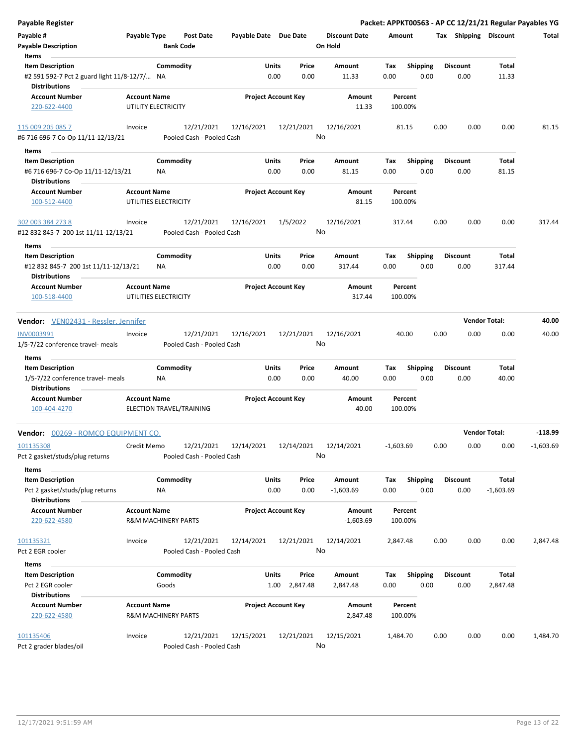**Payable Register** — **Packet: APPKT00563 - AP CC 12/21/21 Regular Payables YG**

| Payable # | Payable Type | Post Date | Payable Date | Due Date | Discount Date | Amount | Tax | Shipping | Discount | Total |
|---|---|---|---|---|---|---|---|---|---|---|
| Payable Description | | Bank Code | | | On Hold | | | | | |

**Items**

| Item Description | Commodity | Units | Price | Amount | Tax | Shipping | Discount | Total |
|---|---|---|---|---|---|---|---|---|
| #2 591 592-7 Pct 2 guard light 11/8-12/7/... | NA | 0.00 | 0.00 | 11.33 | 0.00 | 0.00 | 0.00 | 11.33 |

**Distributions**

| Account Number | Account Name | Project Account Key | Amount | Percent |
|---|---|---|---|---|
| 220-622-4400 | UTILITY ELECTRICITY | | 11.33 | 100.00% |

| Payable # | Payable Type | Post Date | Payable Date | Due Date | Discount Date | Amount | Tax | Shipping | Discount | Total |
|---|---|---|---|---|---|---|---|---|---|---|
| 115 009 205 085 7 | Invoice | 12/21/2021 | 12/16/2021 | 12/21/2021 | 12/16/2021 | 81.15 | 0.00 | 0.00 | 0.00 | 81.15 |
| #6 716 696-7 Co-Op 11/11-12/13/21 | | Pooled Cash - Pooled Cash | | | No | | | | | |

**Items**

| Item Description | Commodity | Units | Price | Amount | Tax | Shipping | Discount | Total |
|---|---|---|---|---|---|---|---|---|
| #6 716 696-7 Co-Op 11/11-12/13/21 | NA | 0.00 | 0.00 | 81.15 | 0.00 | 0.00 | 0.00 | 81.15 |

**Distributions**

| Account Number | Account Name | Project Account Key | Amount | Percent |
|---|---|---|---|---|
| 100-512-4400 | UTILITIES ELECTRICITY | | 81.15 | 100.00% |

| Payable # | Payable Type | Post Date | Payable Date | Due Date | Discount Date | Amount | Tax | Shipping | Discount | Total |
|---|---|---|---|---|---|---|---|---|---|---|
| 302 003 384 273 8 | Invoice | 12/21/2021 | 12/16/2021 | 1/5/2022 | 12/16/2021 | 317.44 | 0.00 | 0.00 | 0.00 | 317.44 |
| #12 832 845-7 200 1st 11/11-12/13/21 | | Pooled Cash - Pooled Cash | | | No | | | | | |

**Items**

| Item Description | Commodity | Units | Price | Amount | Tax | Shipping | Discount | Total |
|---|---|---|---|---|---|---|---|---|
| #12 832 845-7 200 1st 11/11-12/13/21 | NA | 0.00 | 0.00 | 317.44 | 0.00 | 0.00 | 0.00 | 317.44 |

**Distributions**

| Account Number | Account Name | Project Account Key | Amount | Percent |
|---|---|---|---|---|
| 100-518-4400 | UTILITIES ELECTRICITY | | 317.44 | 100.00% |

---

**Vendor:** VEN02431 - Ressler, Jennifer — **Vendor Total: 40.00**

| Payable # | Payable Type | Post Date | Payable Date | Due Date | Discount Date | Amount | Tax | Shipping | Discount | Total |
|---|---|---|---|---|---|---|---|---|---|---|
| INV0003991 | Invoice | 12/21/2021 | 12/16/2021 | 12/21/2021 | 12/16/2021 | 40.00 | 0.00 | 0.00 | 0.00 | 40.00 |
| 1/5-7/22 conference travel- meals | | Pooled Cash - Pooled Cash | | | No | | | | | |

**Items**

| Item Description | Commodity | Units | Price | Amount | Tax | Shipping | Discount | Total |
|---|---|---|---|---|---|---|---|---|
| 1/5-7/22 conference travel- meals | NA | 0.00 | 0.00 | 40.00 | 0.00 | 0.00 | 0.00 | 40.00 |

**Distributions**

| Account Number | Account Name | Project Account Key | Amount | Percent |
|---|---|---|---|---|
| 100-404-4270 | ELECTION TRAVEL/TRAINING | | 40.00 | 100.00% |

---

**Vendor:** 00269 - ROMCO EQUIPMENT CO. — **Vendor Total: -118.99**

| Payable # | Payable Type | Post Date | Payable Date | Due Date | Discount Date | Amount | Tax | Shipping | Discount | Total |
|---|---|---|---|---|---|---|---|---|---|---|
| 101135308 | Credit Memo | 12/21/2021 | 12/14/2021 | 12/14/2021 | 12/14/2021 | -1,603.69 | 0.00 | 0.00 | 0.00 | -1,603.69 |
| Pct 2 gasket/studs/plug returns | | Pooled Cash - Pooled Cash | | | No | | | | | |

**Items**

| Item Description | Commodity | Units | Price | Amount | Tax | Shipping | Discount | Total |
|---|---|---|---|---|---|---|---|---|
| Pct 2 gasket/studs/plug returns | NA | 0.00 | 0.00 | -1,603.69 | 0.00 | 0.00 | 0.00 | -1,603.69 |

**Distributions**

| Account Number | Account Name | Project Account Key | Amount | Percent |
|---|---|---|---|---|
| 220-622-4580 | R&M MACHINERY PARTS | | -1,603.69 | 100.00% |

| Payable # | Payable Type | Post Date | Payable Date | Due Date | Discount Date | Amount | Tax | Shipping | Discount | Total |
|---|---|---|---|---|---|---|---|---|---|---|
| 101135321 | Invoice | 12/21/2021 | 12/14/2021 | 12/21/2021 | 12/14/2021 | 2,847.48 | 0.00 | 0.00 | 0.00 | 2,847.48 |
| Pct 2 EGR cooler | | Pooled Cash - Pooled Cash | | | No | | | | | |

**Items**

| Item Description | Commodity | Units | Price | Amount | Tax | Shipping | Discount | Total |
|---|---|---|---|---|---|---|---|---|
| Pct 2 EGR cooler | Goods | 1.00 | 2,847.48 | 2,847.48 | 0.00 | 0.00 | 0.00 | 2,847.48 |

**Distributions**

| Account Number | Account Name | Project Account Key | Amount | Percent |
|---|---|---|---|---|
| 220-622-4580 | R&M MACHINERY PARTS | | 2,847.48 | 100.00% |

| Payable # | Payable Type | Post Date | Payable Date | Due Date | Discount Date | Amount | Tax | Shipping | Discount | Total |
|---|---|---|---|---|---|---|---|---|---|---|
| 101135406 | Invoice | 12/21/2021 | 12/15/2021 | 12/21/2021 | 12/15/2021 | 1,484.70 | 0.00 | 0.00 | 0.00 | 1,484.70 |
| Pct 2 grader blades/oil | | Pooled Cash - Pooled Cash | | | No | | | | | |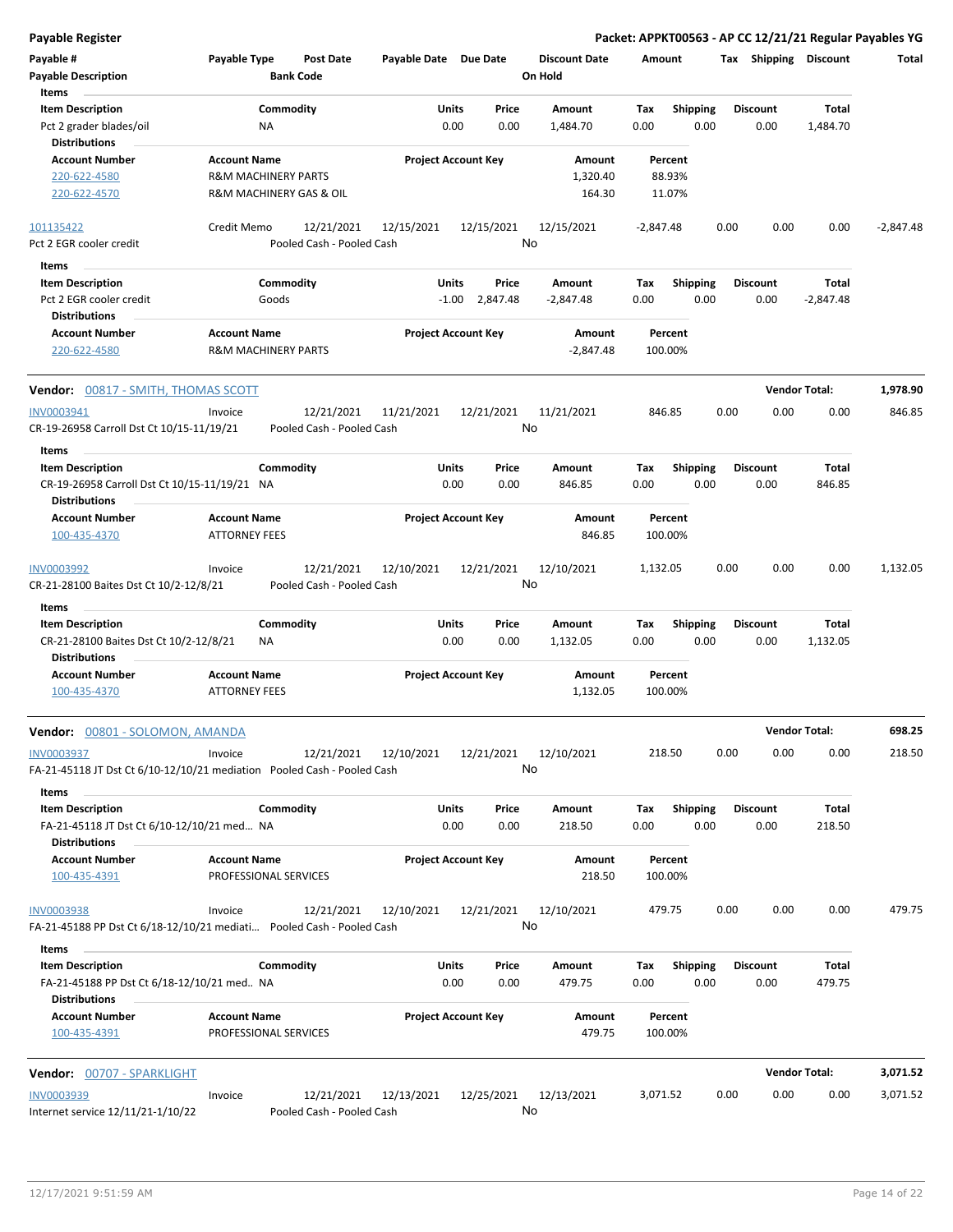**Payable Register** — **Packet: APPKT00563 - AP CC 12/21/21 Regular Payables YG**

| Payable # | Payable Type | Post Date | Payable Date | Due Date | Discount Date | Amount | Tax | Shipping | Discount | Total |
|---|---|---|---|---|---|---|---|---|---|---|
| Payable Description | | Bank Code | | | On Hold | | | | | |

Items

| Item Description | Commodity | Units | Price | Amount | Tax | Shipping | Discount | Total |
|---|---|---|---|---|---|---|---|---|
| Pct 2 grader blades/oil | NA | 0.00 | 0.00 | 1,484.70 | 0.00 | 0.00 | 0.00 | 1,484.70 |

Distributions

| Account Number | Account Name | Project Account Key | Amount | Percent |
|---|---|---|---|---|
| 220-622-4580 | R&M MACHINERY PARTS | | 1,320.40 | 88.93% |
| 220-622-4570 | R&M MACHINERY GAS & OIL | | 164.30 | 11.07% |

| Payable # | Payable Type | Post Date | Payable Date | Due Date | Discount Date | Amount | Tax | Shipping | Discount | Total |
|---|---|---|---|---|---|---|---|---|---|---|
| 101135422 | Credit Memo | 12/21/2021 | 12/15/2021 | 12/15/2021 | 12/15/2021 | -2,847.48 | 0.00 | 0.00 | 0.00 | -2,847.48 |
| Pct 2 EGR cooler credit | | Pooled Cash - Pooled Cash | | | No | | | | | |

Items

| Item Description | Commodity | Units | Price | Amount | Tax | Shipping | Discount | Total |
|---|---|---|---|---|---|---|---|---|
| Pct 2 EGR cooler credit | Goods | -1.00 | 2,847.48 | -2,847.48 | 0.00 | 0.00 | 0.00 | -2,847.48 |

Distributions

| Account Number | Account Name | Project Account Key | Amount | Percent |
|---|---|---|---|---|
| 220-622-4580 | R&M MACHINERY PARTS | | -2,847.48 | 100.00% |

**Vendor: 00817 - SMITH, THOMAS SCOTT** — **Vendor Total: 1,978.90**

| Payable # | Payable Type | Post Date | Payable Date | Due Date | Discount Date | Amount | Tax | Shipping | Discount | Total |
|---|---|---|---|---|---|---|---|---|---|---|
| INV0003941 | Invoice | 12/21/2021 | 11/21/2021 | 12/21/2021 | 11/21/2021 | 846.85 | 0.00 | 0.00 | 0.00 | 846.85 |
| CR-19-26958 Carroll Dst Ct 10/15-11/19/21 | | Pooled Cash - Pooled Cash | | | No | | | | | |

Items

| Item Description | Commodity | Units | Price | Amount | Tax | Shipping | Discount | Total |
|---|---|---|---|---|---|---|---|---|
| CR-19-26958 Carroll Dst Ct 10/15-11/19/21 | NA | 0.00 | 0.00 | 846.85 | 0.00 | 0.00 | 0.00 | 846.85 |

Distributions

| Account Number | Account Name | Project Account Key | Amount | Percent |
|---|---|---|---|---|
| 100-435-4370 | ATTORNEY FEES | | 846.85 | 100.00% |

| Payable # | Payable Type | Post Date | Payable Date | Due Date | Discount Date | Amount | Tax | Shipping | Discount | Total |
|---|---|---|---|---|---|---|---|---|---|---|
| INV0003992 | Invoice | 12/21/2021 | 12/10/2021 | 12/21/2021 | 12/10/2021 | 1,132.05 | 0.00 | 0.00 | 0.00 | 1,132.05 |
| CR-21-28100 Baites Dst Ct 10/2-12/8/21 | | Pooled Cash - Pooled Cash | | | No | | | | | |

Items

| Item Description | Commodity | Units | Price | Amount | Tax | Shipping | Discount | Total |
|---|---|---|---|---|---|---|---|---|
| CR-21-28100 Baites Dst Ct 10/2-12/8/21 | NA | 0.00 | 0.00 | 1,132.05 | 0.00 | 0.00 | 0.00 | 1,132.05 |

Distributions

| Account Number | Account Name | Project Account Key | Amount | Percent |
|---|---|---|---|---|
| 100-435-4370 | ATTORNEY FEES | | 1,132.05 | 100.00% |

**Vendor: 00801 - SOLOMON, AMANDA** — **Vendor Total: 698.25**

| Payable # | Payable Type | Post Date | Payable Date | Due Date | Discount Date | Amount | Tax | Shipping | Discount | Total |
|---|---|---|---|---|---|---|---|---|---|---|
| INV0003937 | Invoice | 12/21/2021 | 12/10/2021 | 12/21/2021 | 12/10/2021 | 218.50 | 0.00 | 0.00 | 0.00 | 218.50 |
| FA-21-45118 JT Dst Ct 6/10-12/10/21 mediation | | Pooled Cash - Pooled Cash | | | No | | | | | |

Items

| Item Description | Commodity | Units | Price | Amount | Tax | Shipping | Discount | Total |
|---|---|---|---|---|---|---|---|---|
| FA-21-45118 JT Dst Ct 6/10-12/10/21 med... | NA | 0.00 | 0.00 | 218.50 | 0.00 | 0.00 | 0.00 | 218.50 |

Distributions

| Account Number | Account Name | Project Account Key | Amount | Percent |
|---|---|---|---|---|
| 100-435-4391 | PROFESSIONAL SERVICES | | 218.50 | 100.00% |

| Payable # | Payable Type | Post Date | Payable Date | Due Date | Discount Date | Amount | Tax | Shipping | Discount | Total |
|---|---|---|---|---|---|---|---|---|---|---|
| INV0003938 | Invoice | 12/21/2021 | 12/10/2021 | 12/21/2021 | 12/10/2021 | 479.75 | 0.00 | 0.00 | 0.00 | 479.75 |
| FA-21-45188 PP Dst Ct 6/18-12/10/21 mediati... | | Pooled Cash - Pooled Cash | | | No | | | | | |

Items

| Item Description | Commodity | Units | Price | Amount | Tax | Shipping | Discount | Total |
|---|---|---|---|---|---|---|---|---|
| FA-21-45188 PP Dst Ct 6/18-12/10/21 med... | NA | 0.00 | 0.00 | 479.75 | 0.00 | 0.00 | 0.00 | 479.75 |

Distributions

| Account Number | Account Name | Project Account Key | Amount | Percent |
|---|---|---|---|---|
| 100-435-4391 | PROFESSIONAL SERVICES | | 479.75 | 100.00% |

**Vendor: 00707 - SPARKLIGHT** — **Vendor Total: 3,071.52**

| Payable # | Payable Type | Post Date | Payable Date | Due Date | Discount Date | Amount | Tax | Shipping | Discount | Total |
|---|---|---|---|---|---|---|---|---|---|---|
| INV0003939 | Invoice | 12/21/2021 | 12/13/2021 | 12/25/2021 | 12/13/2021 | 3,071.52 | 0.00 | 0.00 | 0.00 | 3,071.52 |
| Internet service 12/11/21-1/10/22 | | Pooled Cash - Pooled Cash | | | No | | | | | |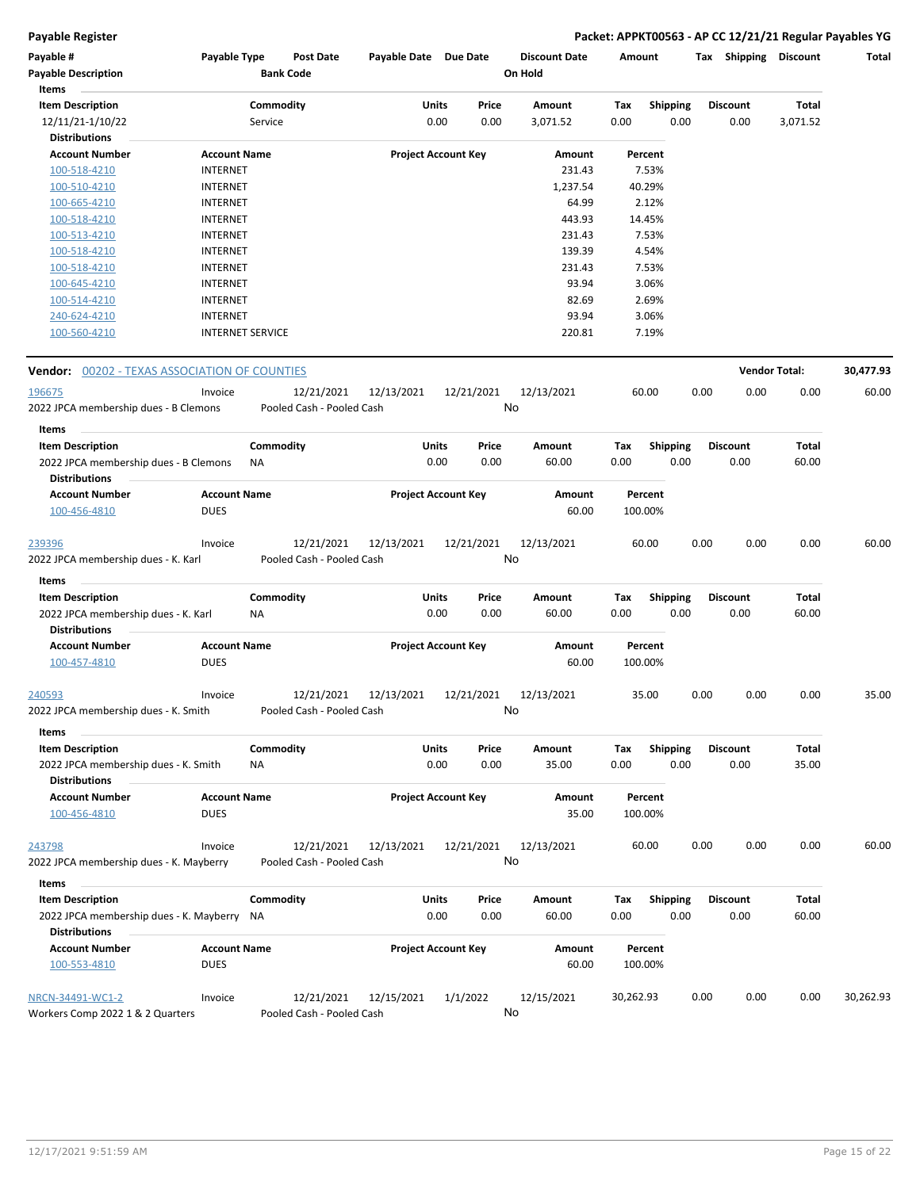| Payable # | Payable Type | Post Date | Payable Date | Due Date | Discount Date | Amount | Tax | Shipping | Discount | Total |
|---|---|---|---|---|---|---|---|---|---|---|
| Payable Description | | Bank Code | | | On Hold | | | | | |

**Items**

| Item Description | Commodity | Units | Price | Amount | Tax | Shipping | Discount | Total |
|---|---|---|---|---|---|---|---|---|
| 12/11/21-1/10/22 | Service | 0.00 | 0.00 | 3,071.52 | 0.00 | 0.00 | 0.00 | 3,071.52 |

**Distributions**

| Account Number | Account Name | Project Account Key | Amount | Percent |
|---|---|---|---|---|
| 100-518-4210 | INTERNET | | 231.43 | 7.53% |
| 100-510-4210 | INTERNET | | 1,237.54 | 40.29% |
| 100-665-4210 | INTERNET | | 64.99 | 2.12% |
| 100-518-4210 | INTERNET | | 443.93 | 14.45% |
| 100-513-4210 | INTERNET | | 231.43 | 7.53% |
| 100-518-4210 | INTERNET | | 139.39 | 4.54% |
| 100-518-4210 | INTERNET | | 231.43 | 7.53% |
| 100-645-4210 | INTERNET | | 93.94 | 3.06% |
| 100-514-4210 | INTERNET | | 82.69 | 2.69% |
| 240-624-4210 | INTERNET | | 93.94 | 3.06% |
| 100-560-4210 | INTERNET SERVICE | | 220.81 | 7.19% |

**Vendor:** 00202 - TEXAS ASSOCIATION OF COUNTIES — **Vendor Total:** 30,477.93

| Payable # | Payable Type | Post Date | Payable Date | Due Date | Discount Date | Amount | Tax | Shipping | Discount | Total |
|---|---|---|---|---|---|---|---|---|---|---|
| 196675 | Invoice | 12/21/2021 | 12/13/2021 | 12/21/2021 | 12/13/2021 | 60.00 | 0.00 | 0.00 | 0.00 | 60.00 |
| 2022 JPCA membership dues - B Clemons | | Pooled Cash - Pooled Cash | | | No | | | | | |

**Items**

| Item Description | Commodity | Units | Price | Amount | Tax | Shipping | Discount | Total |
|---|---|---|---|---|---|---|---|---|
| 2022 JPCA membership dues - B Clemons | NA | 0.00 | 0.00 | 60.00 | 0.00 | 0.00 | 0.00 | 60.00 |

**Distributions**

| Account Number | Account Name | Project Account Key | Amount | Percent |
|---|---|---|---|---|
| 100-456-4810 | DUES | | 60.00 | 100.00% |

| Payable # | Payable Type | Post Date | Payable Date | Due Date | Discount Date | Amount | Tax | Shipping | Discount | Total |
|---|---|---|---|---|---|---|---|---|---|---|
| 239396 | Invoice | 12/21/2021 | 12/13/2021 | 12/21/2021 | 12/13/2021 | 60.00 | 0.00 | 0.00 | 0.00 | 60.00 |
| 2022 JPCA membership dues - K. Karl | | Pooled Cash - Pooled Cash | | | No | | | | | |

**Items**

| Item Description | Commodity | Units | Price | Amount | Tax | Shipping | Discount | Total |
|---|---|---|---|---|---|---|---|---|
| 2022 JPCA membership dues - K. Karl | NA | 0.00 | 0.00 | 60.00 | 0.00 | 0.00 | 0.00 | 60.00 |

**Distributions**

| Account Number | Account Name | Project Account Key | Amount | Percent |
|---|---|---|---|---|
| 100-457-4810 | DUES | | 60.00 | 100.00% |

| Payable # | Payable Type | Post Date | Payable Date | Due Date | Discount Date | Amount | Tax | Shipping | Discount | Total |
|---|---|---|---|---|---|---|---|---|---|---|
| 240593 | Invoice | 12/21/2021 | 12/13/2021 | 12/21/2021 | 12/13/2021 | 35.00 | 0.00 | 0.00 | 0.00 | 35.00 |
| 2022 JPCA membership dues - K. Smith | | Pooled Cash - Pooled Cash | | | No | | | | | |

**Items**

| Item Description | Commodity | Units | Price | Amount | Tax | Shipping | Discount | Total |
|---|---|---|---|---|---|---|---|---|
| 2022 JPCA membership dues - K. Smith | NA | 0.00 | 0.00 | 35.00 | 0.00 | 0.00 | 0.00 | 35.00 |

**Distributions**

| Account Number | Account Name | Project Account Key | Amount | Percent |
|---|---|---|---|---|
| 100-456-4810 | DUES | | 35.00 | 100.00% |

| Payable # | Payable Type | Post Date | Payable Date | Due Date | Discount Date | Amount | Tax | Shipping | Discount | Total |
|---|---|---|---|---|---|---|---|---|---|---|
| 243798 | Invoice | 12/21/2021 | 12/13/2021 | 12/21/2021 | 12/13/2021 | 60.00 | 0.00 | 0.00 | 0.00 | 60.00 |
| 2022 JPCA membership dues - K. Mayberry | | Pooled Cash - Pooled Cash | | | No | | | | | |

**Items**

| Item Description | Commodity | Units | Price | Amount | Tax | Shipping | Discount | Total |
|---|---|---|---|---|---|---|---|---|
| 2022 JPCA membership dues - K. Mayberry | NA | 0.00 | 0.00 | 60.00 | 0.00 | 0.00 | 0.00 | 60.00 |

**Distributions**

| Account Number | Account Name | Project Account Key | Amount | Percent |
|---|---|---|---|---|
| 100-553-4810 | DUES | | 60.00 | 100.00% |

| Payable # | Payable Type | Post Date | Payable Date | Due Date | Discount Date | Amount | Tax | Shipping | Discount | Total |
|---|---|---|---|---|---|---|---|---|---|---|
| NRCN-34491-WC1-2 | Invoice | 12/21/2021 | 12/15/2021 | 1/1/2022 | 12/15/2021 | 30,262.93 | 0.00 | 0.00 | 0.00 | 30,262.93 |
| Workers Comp 2022 1 & 2 Quarters | | Pooled Cash - Pooled Cash | | | No | | | | | |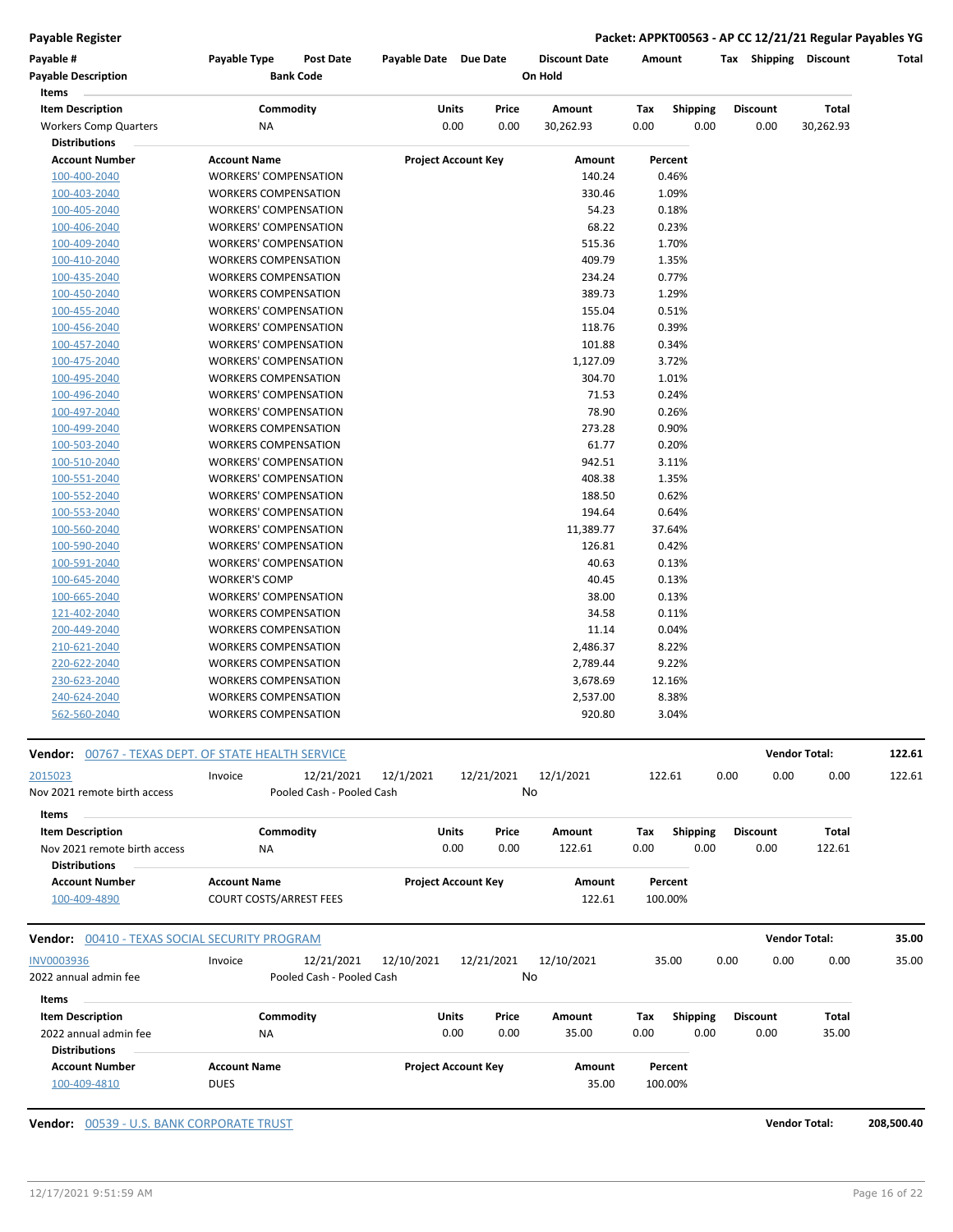**Payable Register** — **Packet: APPKT00563 - AP CC 12/21/21 Regular Payables YG**

| Payable # | Payable Type | Post Date | Payable Date | Due Date | Discount Date | Amount | Tax | Shipping | Discount | Total |
|---|---|---|---|---|---|---|---|---|---|---|
| Payable Description | | Bank Code | | | On Hold | | | | | |

**Items**

| Item Description | Commodity | Units | Price | Amount | Tax | Shipping | Discount | Total |
|---|---|---|---|---|---|---|---|---|
| Workers Comp Quarters | NA | 0.00 | 0.00 | 30,262.93 | 0.00 | 0.00 | 0.00 | 30,262.93 |

**Distributions**

| Account Number | Account Name | Project Account Key | Amount | Percent |
|---|---|---|---|---|
| 100-400-2040 | WORKERS' COMPENSATION | | 140.24 | 0.46% |
| 100-403-2040 | WORKERS COMPENSATION | | 330.46 | 1.09% |
| 100-405-2040 | WORKERS' COMPENSATION | | 54.23 | 0.18% |
| 100-406-2040 | WORKERS' COMPENSATION | | 68.22 | 0.23% |
| 100-409-2040 | WORKERS' COMPENSATION | | 515.36 | 1.70% |
| 100-410-2040 | WORKERS COMPENSATION | | 409.79 | 1.35% |
| 100-435-2040 | WORKERS COMPENSATION | | 234.24 | 0.77% |
| 100-450-2040 | WORKERS COMPENSATION | | 389.73 | 1.29% |
| 100-455-2040 | WORKERS' COMPENSATION | | 155.04 | 0.51% |
| 100-456-2040 | WORKERS' COMPENSATION | | 118.76 | 0.39% |
| 100-457-2040 | WORKERS' COMPENSATION | | 101.88 | 0.34% |
| 100-475-2040 | WORKERS' COMPENSATION | | 1,127.09 | 3.72% |
| 100-495-2040 | WORKERS COMPENSATION | | 304.70 | 1.01% |
| 100-496-2040 | WORKERS' COMPENSATION | | 71.53 | 0.24% |
| 100-497-2040 | WORKERS' COMPENSATION | | 78.90 | 0.26% |
| 100-499-2040 | WORKERS COMPENSATION | | 273.28 | 0.90% |
| 100-503-2040 | WORKERS' COMPENSATION | | 61.77 | 0.20% |
| 100-510-2040 | WORKERS' COMPENSATION | | 942.51 | 3.11% |
| 100-551-2040 | WORKERS' COMPENSATION | | 408.38 | 1.35% |
| 100-552-2040 | WORKERS' COMPENSATION | | 188.50 | 0.62% |
| 100-553-2040 | WORKERS' COMPENSATION | | 194.64 | 0.64% |
| 100-560-2040 | WORKERS' COMPENSATION | | 11,389.77 | 37.64% |
| 100-590-2040 | WORKERS' COMPENSATION | | 126.81 | 0.42% |
| 100-591-2040 | WORKERS' COMPENSATION | | 40.63 | 0.13% |
| 100-645-2040 | WORKER'S COMP | | 40.45 | 0.13% |
| 100-665-2040 | WORKERS' COMPENSATION | | 38.00 | 0.13% |
| 121-402-2040 | WORKERS COMPENSATION | | 34.58 | 0.11% |
| 200-449-2040 | WORKERS COMPENSATION | | 11.14 | 0.04% |
| 210-621-2040 | WORKERS COMPENSATION | | 2,486.37 | 8.22% |
| 220-622-2040 | WORKERS COMPENSATION | | 2,789.44 | 9.22% |
| 230-623-2040 | WORKERS COMPENSATION | | 3,678.69 | 12.16% |
| 240-624-2040 | WORKERS COMPENSATION | | 2,537.00 | 8.38% |
| 562-560-2040 | WORKERS COMPENSATION | | 920.80 | 3.04% |

**Vendor:** 00767 - TEXAS DEPT. OF STATE HEALTH SERVICE — **Vendor Total:** 122.61

| Payable # | Payable Type | Post Date | Payable Date | Due Date | Discount Date | Amount | Tax | Shipping | Discount | Total |
|---|---|---|---|---|---|---|---|---|---|---|
| 2015023 | Invoice | 12/21/2021 | 12/1/2021 | 12/21/2021 | 12/1/2021 | 122.61 | 0.00 | 0.00 | 0.00 | 122.61 |
| Nov 2021 remote birth access | | Pooled Cash - Pooled Cash | | | No | | | | | |

**Items**

| Item Description | Commodity | Units | Price | Amount | Tax | Shipping | Discount | Total |
|---|---|---|---|---|---|---|---|---|
| Nov 2021 remote birth access | NA | 0.00 | 0.00 | 122.61 | 0.00 | 0.00 | 0.00 | 122.61 |

**Distributions**

| Account Number | Account Name | Project Account Key | Amount | Percent |
|---|---|---|---|---|
| 100-409-4890 | COURT COSTS/ARREST FEES | | 122.61 | 100.00% |

**Vendor:** 00410 - TEXAS SOCIAL SECURITY PROGRAM — **Vendor Total:** 35.00

| Payable # | Payable Type | Post Date | Payable Date | Due Date | Discount Date | Amount | Tax | Shipping | Discount | Total |
|---|---|---|---|---|---|---|---|---|---|---|
| INV0003936 | Invoice | 12/21/2021 | 12/10/2021 | 12/21/2021 | 12/10/2021 | 35.00 | 0.00 | 0.00 | 0.00 | 35.00 |
| 2022 annual admin fee | | Pooled Cash - Pooled Cash | | | No | | | | | |

**Items**

| Item Description | Commodity | Units | Price | Amount | Tax | Shipping | Discount | Total |
|---|---|---|---|---|---|---|---|---|
| 2022 annual admin fee | NA | 0.00 | 0.00 | 35.00 | 0.00 | 0.00 | 0.00 | 35.00 |

**Distributions**

| Account Number | Account Name | Project Account Key | Amount | Percent |
|---|---|---|---|---|
| 100-409-4810 | DUES | | 35.00 | 100.00% |

**Vendor:** 00539 - U.S. BANK CORPORATE TRUST — **Vendor Total:** 208,500.40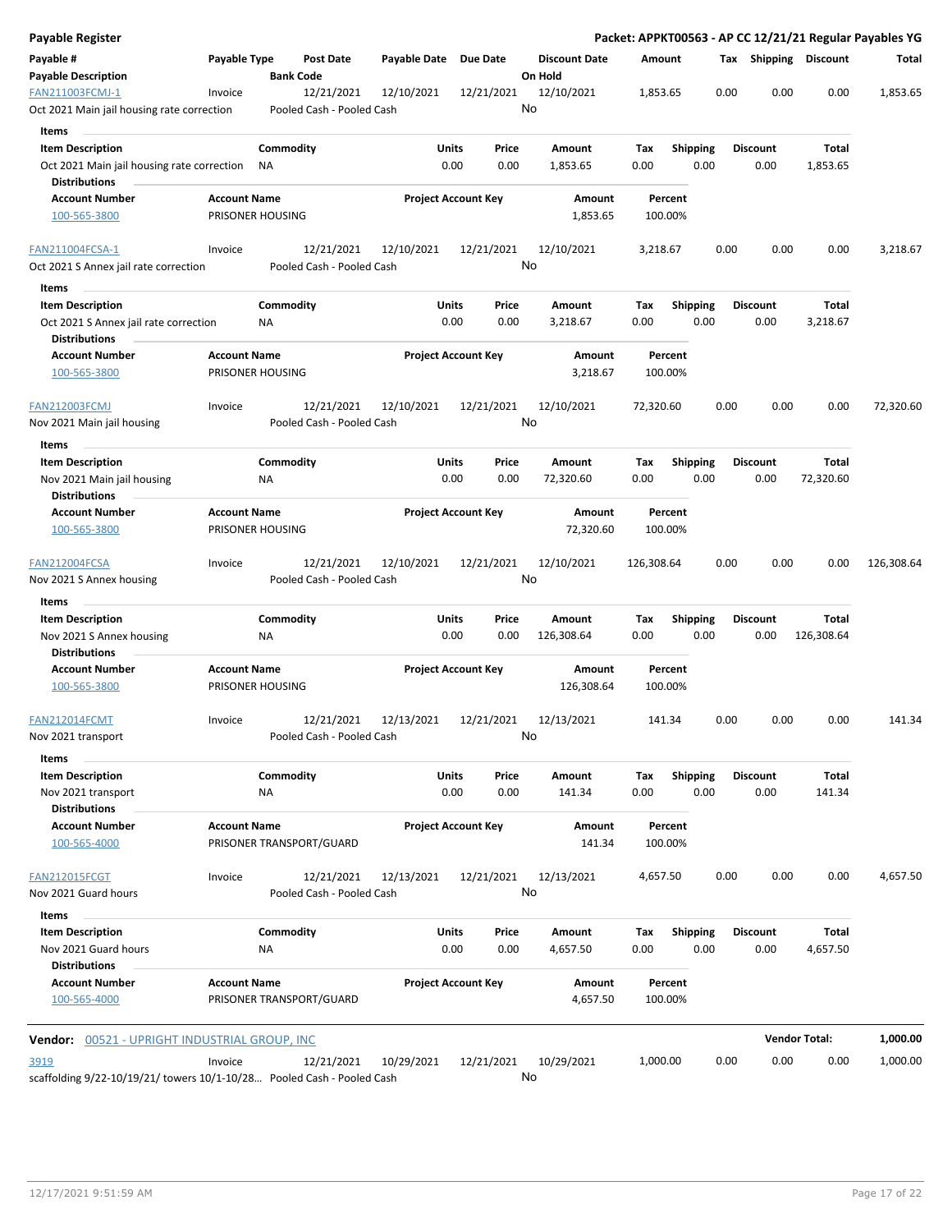# Payable Register

**Packet: APPKT00563 - AP CC 12/21/21 Regular Payables YG**

| Payable # / Payable Description | Payable Type | Post Date / Bank Code | Payable Date | Due Date | Discount Date / On Hold | Amount | Tax | Shipping | Discount | Total |
|---|---|---|---|---|---|---|---|---|---|---|
| FAN211003FCMJ-1 | Invoice | 12/21/2021 | 12/10/2021 | 12/21/2021 | 12/10/2021 | 1,853.65 | 0.00 | 0.00 | 0.00 | 1,853.65 |
| Oct 2021 Main jail housing rate correction | | Pooled Cash - Pooled Cash | | | No | | | | | |

**Items**

| Item Description | Commodity | Units | Price | Amount | Tax | Shipping | Discount | Total |
|---|---|---|---|---|---|---|---|---|
| Oct 2021 Main jail housing rate correction | NA | 0.00 | 0.00 | 1,853.65 | 0.00 | 0.00 | 0.00 | 1,853.65 |

**Distributions**

| Account Number | Account Name | Project Account Key | Amount | Percent |
|---|---|---|---|---|
| 100-565-3800 | PRISONER HOUSING | | 1,853.65 | 100.00% |

| Payable # / Payable Description | Payable Type | Post Date / Bank Code | Payable Date | Due Date | Discount Date / On Hold | Amount | Tax | Shipping | Discount | Total |
|---|---|---|---|---|---|---|---|---|---|---|
| FAN211004FCSA-1 | Invoice | 12/21/2021 | 12/10/2021 | 12/21/2021 | 12/10/2021 | 3,218.67 | 0.00 | 0.00 | 0.00 | 3,218.67 |
| Oct 2021 S Annex jail rate correction | | Pooled Cash - Pooled Cash | | | No | | | | | |

**Items**

| Item Description | Commodity | Units | Price | Amount | Tax | Shipping | Discount | Total |
|---|---|---|---|---|---|---|---|---|
| Oct 2021 S Annex jail rate correction | NA | 0.00 | 0.00 | 3,218.67 | 0.00 | 0.00 | 0.00 | 3,218.67 |

**Distributions**

| Account Number | Account Name | Project Account Key | Amount | Percent |
|---|---|---|---|---|
| 100-565-3800 | PRISONER HOUSING | | 3,218.67 | 100.00% |

| Payable # / Payable Description | Payable Type | Post Date / Bank Code | Payable Date | Due Date | Discount Date / On Hold | Amount | Tax | Shipping | Discount | Total |
|---|---|---|---|---|---|---|---|---|---|---|
| FAN212003FCMJ | Invoice | 12/21/2021 | 12/10/2021 | 12/21/2021 | 12/10/2021 | 72,320.60 | 0.00 | 0.00 | 0.00 | 72,320.60 |
| Nov 2021 Main jail housing | | Pooled Cash - Pooled Cash | | | No | | | | | |

**Items**

| Item Description | Commodity | Units | Price | Amount | Tax | Shipping | Discount | Total |
|---|---|---|---|---|---|---|---|---|
| Nov 2021 Main jail housing | NA | 0.00 | 0.00 | 72,320.60 | 0.00 | 0.00 | 0.00 | 72,320.60 |

**Distributions**

| Account Number | Account Name | Project Account Key | Amount | Percent |
|---|---|---|---|---|
| 100-565-3800 | PRISONER HOUSING | | 72,320.60 | 100.00% |

| Payable # / Payable Description | Payable Type | Post Date / Bank Code | Payable Date | Due Date | Discount Date / On Hold | Amount | Tax | Shipping | Discount | Total |
|---|---|---|---|---|---|---|---|---|---|---|
| FAN212004FCSA | Invoice | 12/21/2021 | 12/10/2021 | 12/21/2021 | 12/10/2021 | 126,308.64 | 0.00 | 0.00 | 0.00 | 126,308.64 |
| Nov 2021 S Annex housing | | Pooled Cash - Pooled Cash | | | No | | | | | |

**Items**

| Item Description | Commodity | Units | Price | Amount | Tax | Shipping | Discount | Total |
|---|---|---|---|---|---|---|---|---|
| Nov 2021 S Annex housing | NA | 0.00 | 0.00 | 126,308.64 | 0.00 | 0.00 | 0.00 | 126,308.64 |

**Distributions**

| Account Number | Account Name | Project Account Key | Amount | Percent |
|---|---|---|---|---|
| 100-565-3800 | PRISONER HOUSING | | 126,308.64 | 100.00% |

| Payable # / Payable Description | Payable Type | Post Date / Bank Code | Payable Date | Due Date | Discount Date / On Hold | Amount | Tax | Shipping | Discount | Total |
|---|---|---|---|---|---|---|---|---|---|---|
| FAN212014FCMT | Invoice | 12/21/2021 | 12/13/2021 | 12/21/2021 | 12/13/2021 | 141.34 | 0.00 | 0.00 | 0.00 | 141.34 |
| Nov 2021 transport | | Pooled Cash - Pooled Cash | | | No | | | | | |

**Items**

| Item Description | Commodity | Units | Price | Amount | Tax | Shipping | Discount | Total |
|---|---|---|---|---|---|---|---|---|
| Nov 2021 transport | NA | 0.00 | 0.00 | 141.34 | 0.00 | 0.00 | 0.00 | 141.34 |

**Distributions**

| Account Number | Account Name | Project Account Key | Amount | Percent |
|---|---|---|---|---|
| 100-565-4000 | PRISONER TRANSPORT/GUARD | | 141.34 | 100.00% |

| Payable # / Payable Description | Payable Type | Post Date / Bank Code | Payable Date | Due Date | Discount Date / On Hold | Amount | Tax | Shipping | Discount | Total |
|---|---|---|---|---|---|---|---|---|---|---|
| FAN212015FCGT | Invoice | 12/21/2021 | 12/13/2021 | 12/21/2021 | 12/13/2021 | 4,657.50 | 0.00 | 0.00 | 0.00 | 4,657.50 |
| Nov 2021 Guard hours | | Pooled Cash - Pooled Cash | | | No | | | | | |

**Items**

| Item Description | Commodity | Units | Price | Amount | Tax | Shipping | Discount | Total |
|---|---|---|---|---|---|---|---|---|
| Nov 2021 Guard hours | NA | 0.00 | 0.00 | 4,657.50 | 0.00 | 0.00 | 0.00 | 4,657.50 |

**Distributions**

| Account Number | Account Name | Project Account Key | Amount | Percent |
|---|---|---|---|---|
| 100-565-4000 | PRISONER TRANSPORT/GUARD | | 4,657.50 | 100.00% |

**Vendor:** 00521 - UPRIGHT INDUSTRIAL GROUP, INC — **Vendor Total:** 1,000.00

| Payable # / Payable Description | Payable Type | Post Date / Bank Code | Payable Date | Due Date | Discount Date / On Hold | Amount | Tax | Shipping | Discount | Total |
|---|---|---|---|---|---|---|---|---|---|---|
| 3919 | Invoice | 12/21/2021 | 10/29/2021 | 12/21/2021 | 10/29/2021 | 1,000.00 | 0.00 | 0.00 | 0.00 | 1,000.00 |
| scaffolding 9/22-10/19/21/ towers 10/1-10/28... | | Pooled Cash - Pooled Cash | | | No | | | | | |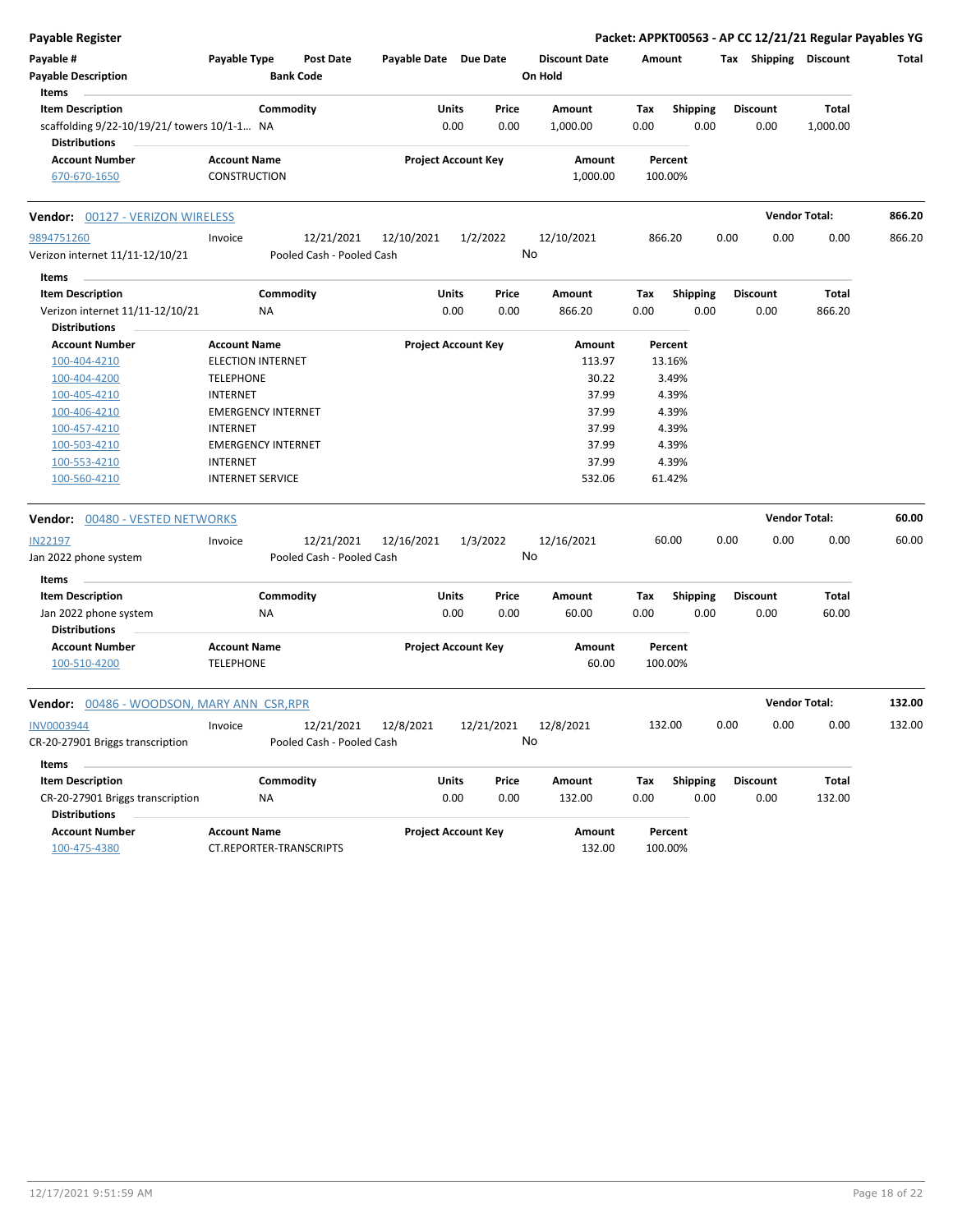**Payable Register** — **Packet: APPKT00563 - AP CC 12/21/21 Regular Payables YG**

| Payable # | Payable Type | Post Date | Payable Date | Due Date | Discount Date | Amount | Tax | Shipping | Discount | Total |
|---|---|---|---|---|---|---|---|---|---|---|
| Payable Description | | Bank Code | | | On Hold | | | | | |

**Items**

| Item Description | Commodity | Units | Price | Amount | Tax | Shipping | Discount | Total |
|---|---|---|---|---|---|---|---|---|
| scaffolding 9/22-10/19/21/ towers 10/1-1... | NA | 0.00 | 0.00 | 1,000.00 | 0.00 | 0.00 | 0.00 | 1,000.00 |

**Distributions**

| Account Number | Account Name | Project Account Key | Amount | Percent |
|---|---|---|---|---|
| 670-670-1650 | CONSTRUCTION | | 1,000.00 | 100.00% |

## Vendor: 00127 - VERIZON WIRELESS — Vendor Total: 866.20

| Payable # | Payable Type | Post Date | Payable Date | Due Date | Discount Date | Amount | Tax | Shipping | Discount | Total |
|---|---|---|---|---|---|---|---|---|---|---|
| 9894751260 | Invoice | 12/21/2021 | 12/10/2021 | 1/2/2022 | 12/10/2021 | 866.20 | 0.00 | 0.00 | 0.00 | 866.20 |
| Verizon internet 11/11-12/10/21 | | Pooled Cash - Pooled Cash | | | No | | | | | |

**Items**

| Item Description | Commodity | Units | Price | Amount | Tax | Shipping | Discount | Total |
|---|---|---|---|---|---|---|---|---|
| Verizon internet 11/11-12/10/21 | NA | 0.00 | 0.00 | 866.20 | 0.00 | 0.00 | 0.00 | 866.20 |

**Distributions**

| Account Number | Account Name | Project Account Key | Amount | Percent |
|---|---|---|---|---|
| 100-404-4210 | ELECTION INTERNET | | 113.97 | 13.16% |
| 100-404-4200 | TELEPHONE | | 30.22 | 3.49% |
| 100-405-4210 | INTERNET | | 37.99 | 4.39% |
| 100-406-4210 | EMERGENCY INTERNET | | 37.99 | 4.39% |
| 100-457-4210 | INTERNET | | 37.99 | 4.39% |
| 100-503-4210 | EMERGENCY INTERNET | | 37.99 | 4.39% |
| 100-553-4210 | INTERNET | | 37.99 | 4.39% |
| 100-560-4210 | INTERNET SERVICE | | 532.06 | 61.42% |

## Vendor: 00480 - VESTED NETWORKS — Vendor Total: 60.00

| Payable # | Payable Type | Post Date | Payable Date | Due Date | Discount Date | Amount | Tax | Shipping | Discount | Total |
|---|---|---|---|---|---|---|---|---|---|---|
| IN22197 | Invoice | 12/21/2021 | 12/16/2021 | 1/3/2022 | 12/16/2021 | 60.00 | 0.00 | 0.00 | 0.00 | 60.00 |
| Jan 2022 phone system | | Pooled Cash - Pooled Cash | | | No | | | | | |

**Items**

| Item Description | Commodity | Units | Price | Amount | Tax | Shipping | Discount | Total |
|---|---|---|---|---|---|---|---|---|
| Jan 2022 phone system | NA | 0.00 | 0.00 | 60.00 | 0.00 | 0.00 | 0.00 | 60.00 |

**Distributions**

| Account Number | Account Name | Project Account Key | Amount | Percent |
|---|---|---|---|---|
| 100-510-4200 | TELEPHONE | | 60.00 | 100.00% |

## Vendor: 00486 - WOODSON, MARY ANN CSR,RPR — Vendor Total: 132.00

| Payable # | Payable Type | Post Date | Payable Date | Due Date | Discount Date | Amount | Tax | Shipping | Discount | Total |
|---|---|---|---|---|---|---|---|---|---|---|
| INV0003944 | Invoice | 12/21/2021 | 12/8/2021 | 12/21/2021 | 12/8/2021 | 132.00 | 0.00 | 0.00 | 0.00 | 132.00 |
| CR-20-27901 Briggs transcription | | Pooled Cash - Pooled Cash | | | No | | | | | |

**Items**

| Item Description | Commodity | Units | Price | Amount | Tax | Shipping | Discount | Total |
|---|---|---|---|---|---|---|---|---|
| CR-20-27901 Briggs transcription | NA | 0.00 | 0.00 | 132.00 | 0.00 | 0.00 | 0.00 | 132.00 |

**Distributions**

| Account Number | Account Name | Project Account Key | Amount | Percent |
|---|---|---|---|---|
| 100-475-4380 | CT.REPORTER-TRANSCRIPTS | | 132.00 | 100.00% |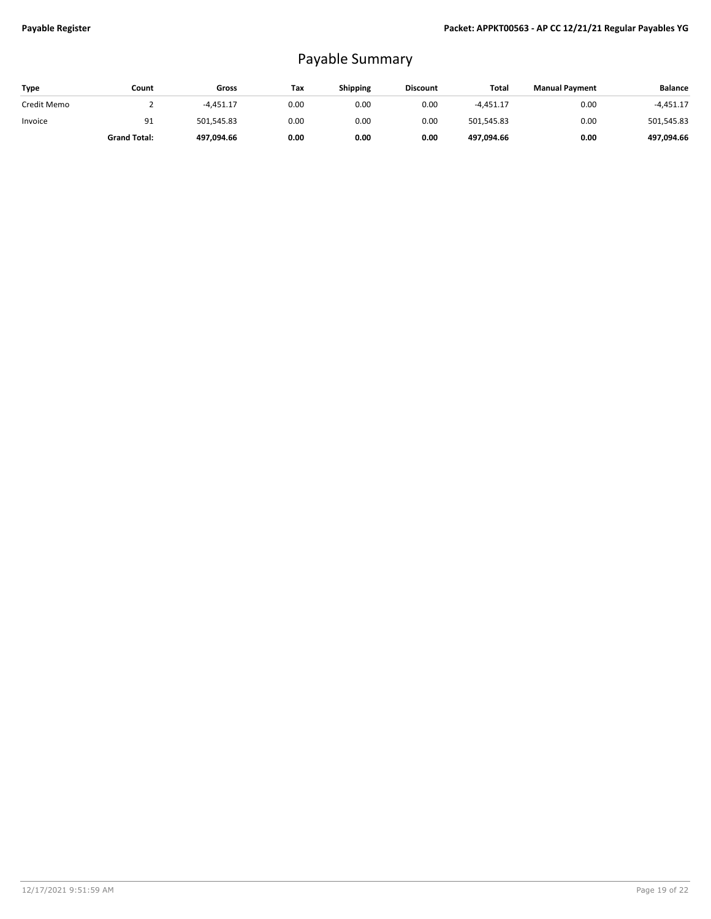# Payable Summary

| Type | Count | Gross | Tax | Shipping | Discount | Total | Manual Payment | Balance |
|---|---|---|---|---|---|---|---|---|
| Credit Memo | 2 | -4,451.17 | 0.00 | 0.00 | 0.00 | -4,451.17 | 0.00 | -4,451.17 |
| Invoice | 91 | 501,545.83 | 0.00 | 0.00 | 0.00 | 501,545.83 | 0.00 | 501,545.83 |
| | **Grand Total:** | **497,094.66** | **0.00** | **0.00** | **0.00** | **497,094.66** | **0.00** | **497,094.66** |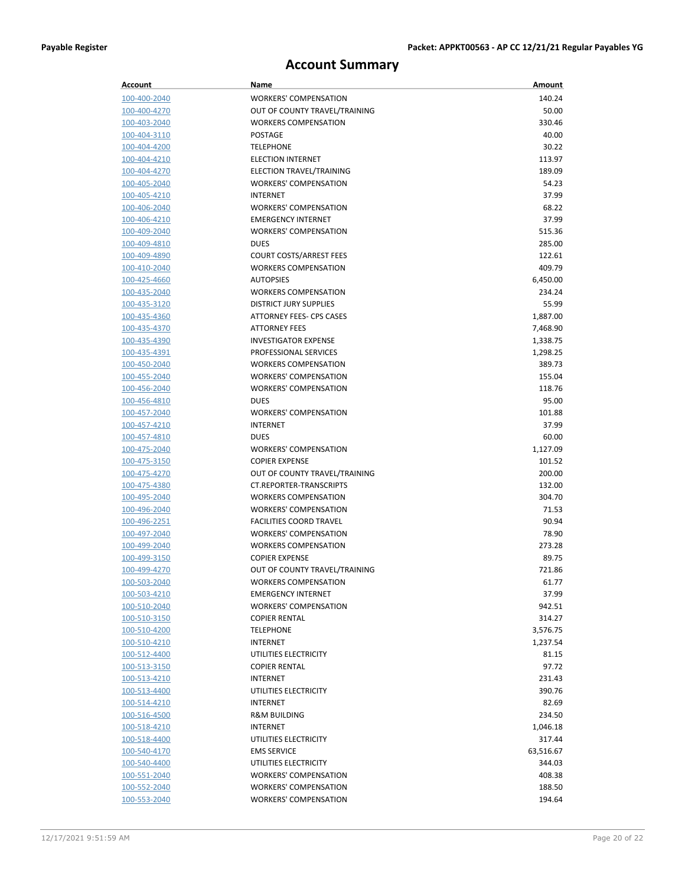# Account Summary

| Account | Name | Amount |
|---|---|---|
| 100-400-2040 | WORKERS' COMPENSATION | 140.24 |
| 100-400-4270 | OUT OF COUNTY TRAVEL/TRAINING | 50.00 |
| 100-403-2040 | WORKERS COMPENSATION | 330.46 |
| 100-404-3110 | POSTAGE | 40.00 |
| 100-404-4200 | TELEPHONE | 30.22 |
| 100-404-4210 | ELECTION INTERNET | 113.97 |
| 100-404-4270 | ELECTION TRAVEL/TRAINING | 189.09 |
| 100-405-2040 | WORKERS' COMPENSATION | 54.23 |
| 100-405-4210 | INTERNET | 37.99 |
| 100-406-2040 | WORKERS' COMPENSATION | 68.22 |
| 100-406-4210 | EMERGENCY INTERNET | 37.99 |
| 100-409-2040 | WORKERS' COMPENSATION | 515.36 |
| 100-409-4810 | DUES | 285.00 |
| 100-409-4890 | COURT COSTS/ARREST FEES | 122.61 |
| 100-410-2040 | WORKERS COMPENSATION | 409.79 |
| 100-425-4660 | AUTOPSIES | 6,450.00 |
| 100-435-2040 | WORKERS COMPENSATION | 234.24 |
| 100-435-3120 | DISTRICT JURY SUPPLIES | 55.99 |
| 100-435-4360 | ATTORNEY FEES- CPS CASES | 1,887.00 |
| 100-435-4370 | ATTORNEY FEES | 7,468.90 |
| 100-435-4390 | INVESTIGATOR EXPENSE | 1,338.75 |
| 100-435-4391 | PROFESSIONAL SERVICES | 1,298.25 |
| 100-450-2040 | WORKERS COMPENSATION | 389.73 |
| 100-455-2040 | WORKERS' COMPENSATION | 155.04 |
| 100-456-2040 | WORKERS' COMPENSATION | 118.76 |
| 100-456-4810 | DUES | 95.00 |
| 100-457-2040 | WORKERS' COMPENSATION | 101.88 |
| 100-457-4210 | INTERNET | 37.99 |
| 100-457-4810 | DUES | 60.00 |
| 100-475-2040 | WORKERS' COMPENSATION | 1,127.09 |
| 100-475-3150 | COPIER EXPENSE | 101.52 |
| 100-475-4270 | OUT OF COUNTY TRAVEL/TRAINING | 200.00 |
| 100-475-4380 | CT.REPORTER-TRANSCRIPTS | 132.00 |
| 100-495-2040 | WORKERS COMPENSATION | 304.70 |
| 100-496-2040 | WORKERS' COMPENSATION | 71.53 |
| 100-496-2251 | FACILITIES COORD TRAVEL | 90.94 |
| 100-497-2040 | WORKERS' COMPENSATION | 78.90 |
| 100-499-2040 | WORKERS COMPENSATION | 273.28 |
| 100-499-3150 | COPIER EXPENSE | 89.75 |
| 100-499-4270 | OUT OF COUNTY TRAVEL/TRAINING | 721.86 |
| 100-503-2040 | WORKERS COMPENSATION | 61.77 |
| 100-503-4210 | EMERGENCY INTERNET | 37.99 |
| 100-510-2040 | WORKERS' COMPENSATION | 942.51 |
| 100-510-3150 | COPIER RENTAL | 314.27 |
| 100-510-4200 | TELEPHONE | 3,576.75 |
| 100-510-4210 | INTERNET | 1,237.54 |
| 100-512-4400 | UTILITIES ELECTRICITY | 81.15 |
| 100-513-3150 | COPIER RENTAL | 97.72 |
| 100-513-4210 | INTERNET | 231.43 |
| 100-513-4400 | UTILITIES ELECTRICITY | 390.76 |
| 100-514-4210 | INTERNET | 82.69 |
| 100-516-4500 | R&M BUILDING | 234.50 |
| 100-518-4210 | INTERNET | 1,046.18 |
| 100-518-4400 | UTILITIES ELECTRICITY | 317.44 |
| 100-540-4170 | EMS SERVICE | 63,516.67 |
| 100-540-4400 | UTILITIES ELECTRICITY | 344.03 |
| 100-551-2040 | WORKERS' COMPENSATION | 408.38 |
| 100-552-2040 | WORKERS' COMPENSATION | 188.50 |
| 100-553-2040 | WORKERS' COMPENSATION | 194.64 |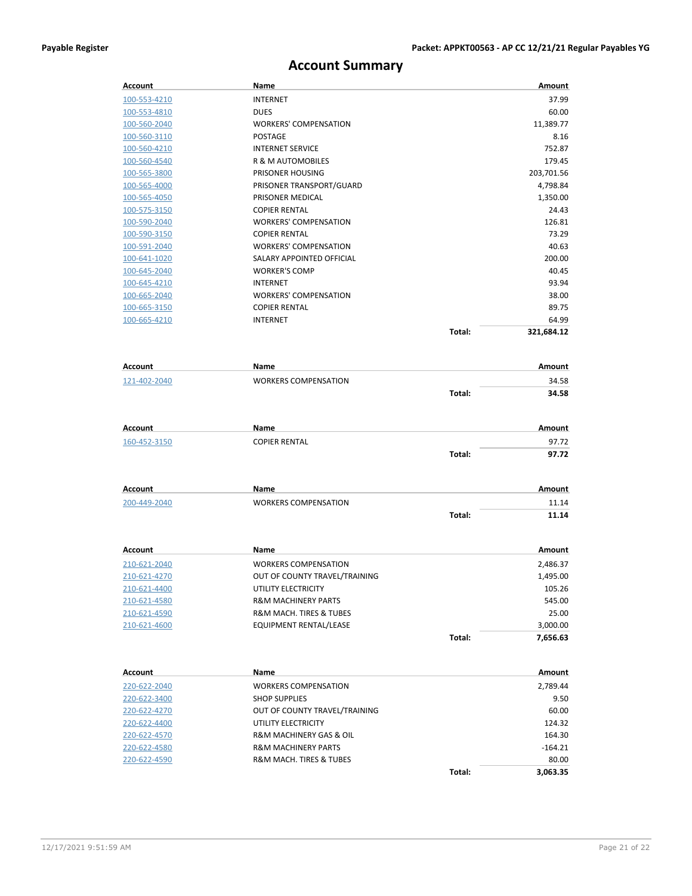# Account Summary

| Account | Name | | Amount |
|---|---|---|---|
| 100-553-4210 | INTERNET | | 37.99 |
| 100-553-4810 | DUES | | 60.00 |
| 100-560-2040 | WORKERS' COMPENSATION | | 11,389.77 |
| 100-560-3110 | POSTAGE | | 8.16 |
| 100-560-4210 | INTERNET SERVICE | | 752.87 |
| 100-560-4540 | R & M AUTOMOBILES | | 179.45 |
| 100-565-3800 | PRISONER HOUSING | | 203,701.56 |
| 100-565-4000 | PRISONER TRANSPORT/GUARD | | 4,798.84 |
| 100-565-4050 | PRISONER MEDICAL | | 1,350.00 |
| 100-575-3150 | COPIER RENTAL | | 24.43 |
| 100-590-2040 | WORKERS' COMPENSATION | | 126.81 |
| 100-590-3150 | COPIER RENTAL | | 73.29 |
| 100-591-2040 | WORKERS' COMPENSATION | | 40.63 |
| 100-641-1020 | SALARY APPOINTED OFFICIAL | | 200.00 |
| 100-645-2040 | WORKER'S COMP | | 40.45 |
| 100-645-4210 | INTERNET | | 93.94 |
| 100-665-2040 | WORKERS' COMPENSATION | | 38.00 |
| 100-665-3150 | COPIER RENTAL | | 89.75 |
| 100-665-4210 | INTERNET | | 64.99 |
| | | **Total:** | **321,684.12** |

| Account | Name | | Amount |
|---|---|---|---|
| 121-402-2040 | WORKERS COMPENSATION | | 34.58 |
| | | **Total:** | **34.58** |

| Account | Name | | Amount |
|---|---|---|---|
| 160-452-3150 | COPIER RENTAL | | 97.72 |
| | | **Total:** | **97.72** |

| Account | Name | | Amount |
|---|---|---|---|
| 200-449-2040 | WORKERS COMPENSATION | | 11.14 |
| | | **Total:** | **11.14** |

| Account | Name | | Amount |
|---|---|---|---|
| 210-621-2040 | WORKERS COMPENSATION | | 2,486.37 |
| 210-621-4270 | OUT OF COUNTY TRAVEL/TRAINING | | 1,495.00 |
| 210-621-4400 | UTILITY ELECTRICITY | | 105.26 |
| 210-621-4580 | R&M MACHINERY PARTS | | 545.00 |
| 210-621-4590 | R&M MACH. TIRES & TUBES | | 25.00 |
| 210-621-4600 | EQUIPMENT RENTAL/LEASE | | 3,000.00 |
| | | **Total:** | **7,656.63** |

| Account | Name | | Amount |
|---|---|---|---|
| 220-622-2040 | WORKERS COMPENSATION | | 2,789.44 |
| 220-622-3400 | SHOP SUPPLIES | | 9.50 |
| 220-622-4270 | OUT OF COUNTY TRAVEL/TRAINING | | 60.00 |
| 220-622-4400 | UTILITY ELECTRICITY | | 124.32 |
| 220-622-4570 | R&M MACHINERY GAS & OIL | | 164.30 |
| 220-622-4580 | R&M MACHINERY PARTS | | -164.21 |
| 220-622-4590 | R&M MACH. TIRES & TUBES | | 80.00 |
| | | **Total:** | **3,063.35** |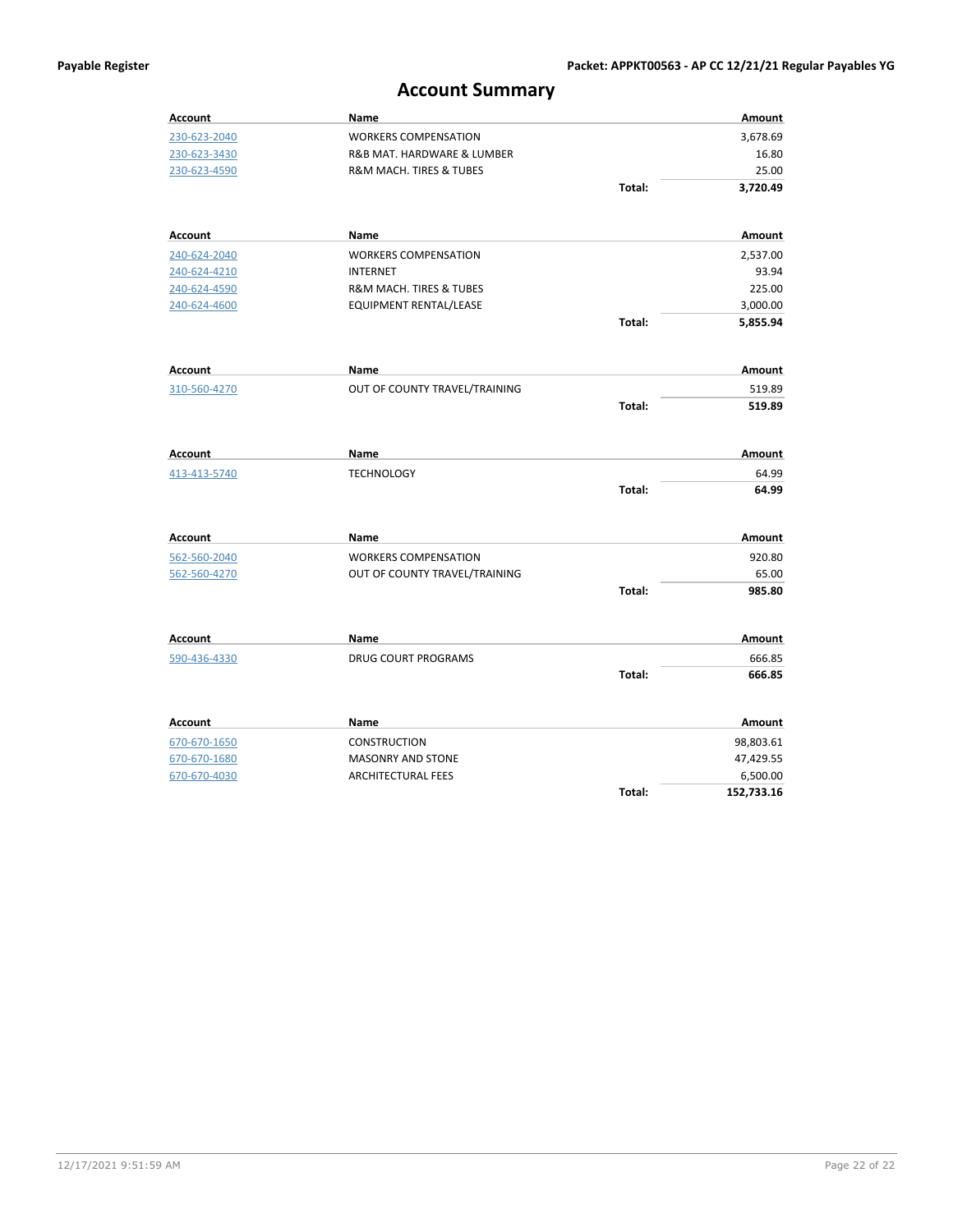# Account Summary

| Account | Name | | Amount |
|---|---|---|---|
| 230-623-2040 | WORKERS COMPENSATION | | 3,678.69 |
| 230-623-3430 | R&B MAT. HARDWARE & LUMBER | | 16.80 |
| 230-623-4590 | R&M MACH. TIRES & TUBES | | 25.00 |
| | | **Total:** | **3,720.49** |

| Account | Name | | Amount |
|---|---|---|---|
| 240-624-2040 | WORKERS COMPENSATION | | 2,537.00 |
| 240-624-4210 | INTERNET | | 93.94 |
| 240-624-4590 | R&M MACH. TIRES & TUBES | | 225.00 |
| 240-624-4600 | EQUIPMENT RENTAL/LEASE | | 3,000.00 |
| | | **Total:** | **5,855.94** |

| Account | Name | | Amount |
|---|---|---|---|
| 310-560-4270 | OUT OF COUNTY TRAVEL/TRAINING | | 519.89 |
| | | **Total:** | **519.89** |

| Account | Name | | Amount |
|---|---|---|---|
| 413-413-5740 | TECHNOLOGY | | 64.99 |
| | | **Total:** | **64.99** |

| Account | Name | | Amount |
|---|---|---|---|
| 562-560-2040 | WORKERS COMPENSATION | | 920.80 |
| 562-560-4270 | OUT OF COUNTY TRAVEL/TRAINING | | 65.00 |
| | | **Total:** | **985.80** |

| Account | Name | | Amount |
|---|---|---|---|
| 590-436-4330 | DRUG COURT PROGRAMS | | 666.85 |
| | | **Total:** | **666.85** |

| Account | Name | | Amount |
|---|---|---|---|
| 670-670-1650 | CONSTRUCTION | | 98,803.61 |
| 670-670-1680 | MASONRY AND STONE | | 47,429.55 |
| 670-670-4030 | ARCHITECTURAL FEES | | 6,500.00 |
| | | **Total:** | **152,733.16** |